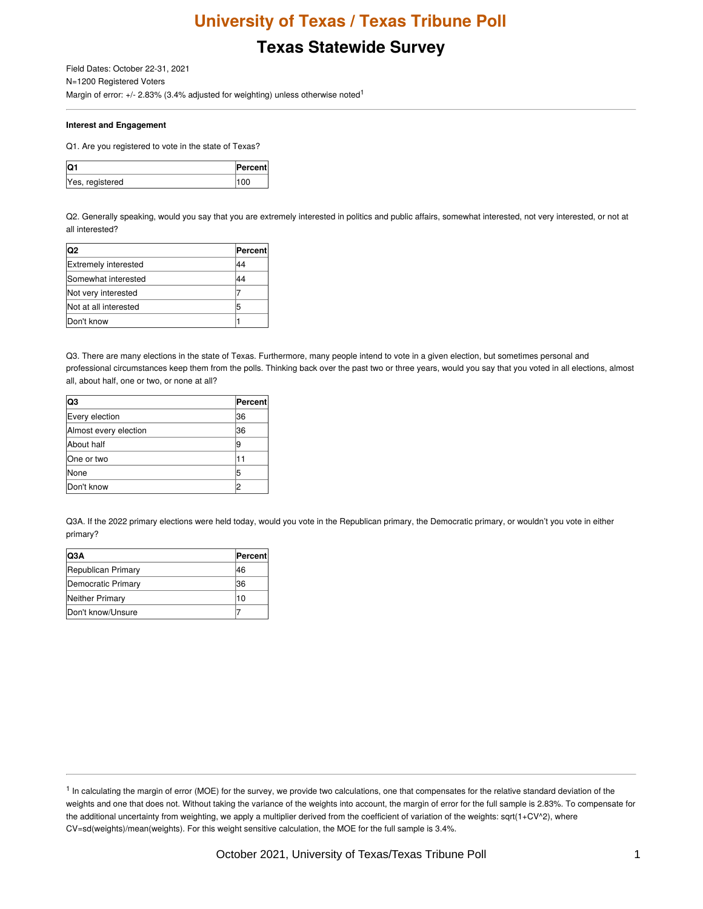# University of Texas / Texas Tribune Poll

## Texas Statewide Survey

Field Dates: October 22-31, 2021

N=1200 Registered Voters

Margin of error: +/- 2.83% (3.4% adjusted for weighting) unless otherwise noted[1]

---

**Interest and Engagement**

Q1. Are you registered to vote in the state of Texas?

| Q1 | Percent |
|---|---|
| Yes, registered | 100 |

Q2. Generally speaking, would you say that you are extremely interested in politics and public affairs, somewhat interested, not very interested, or not at all interested?

| Q2 | Percent |
|---|---|
| Extremely interested | 44 |
| Somewhat interested | 44 |
| Not very interested | 7 |
| Not at all interested | 5 |
| Don't know | 1 |

Q3. There are many elections in the state of Texas. Furthermore, many people intend to vote in a given election, but sometimes personal and professional circumstances keep them from the polls. Thinking back over the past two or three years, would you say that you voted in all elections, almost all, about half, one or two, or none at all?

| Q3 | Percent |
|---|---|
| Every election | 36 |
| Almost every election | 36 |
| About half | 9 |
| One or two | 11 |
| None | 5 |
| Don't know | 2 |

Q3A. If the 2022 primary elections were held today, would you vote in the Republican primary, the Democratic primary, or wouldn't you vote in either primary?

| Q3A | Percent |
|---|---|
| Republican Primary | 46 |
| Democratic Primary | 36 |
| Neither Primary | 10 |
| Don't know/Unsure | 7 |

---

[1] In calculating the margin of error (MOE) for the survey, we provide two calculations, one that compensates for the relative standard deviation of the weights and one that does not. Without taking the variance of the weights into account, the margin of error for the full sample is 2.83%. To compensate for the additional uncertainty from weighting, we apply a multiplier derived from the coefficient of variation of the weights: sqrt(1+CV^2), where CV=sd(weights)/mean(weights). For this weight sensitive calculation, the MOE for the full sample is 3.4%.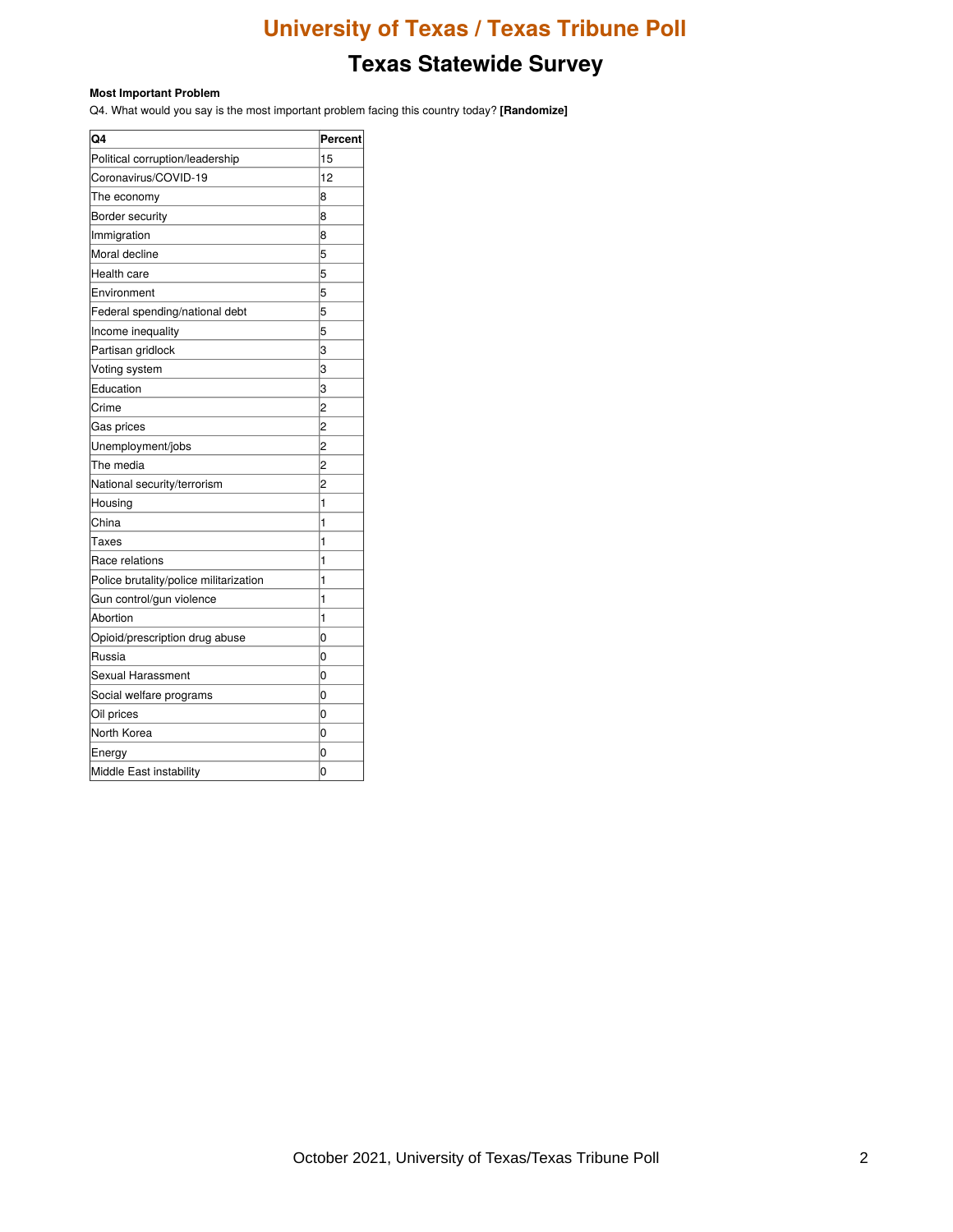# University of Texas / Texas Tribune Poll

## Texas Statewide Survey

**Most Important Problem**

Q4. What would you say is the most important problem facing this country today? **[Randomize]**

| Q4 | Percent |
|---|---|
| Political corruption/leadership | 15 |
| Coronavirus/COVID-19 | 12 |
| The economy | 8 |
| Border security | 8 |
| Immigration | 8 |
| Moral decline | 5 |
| Health care | 5 |
| Environment | 5 |
| Federal spending/national debt | 5 |
| Income inequality | 5 |
| Partisan gridlock | 3 |
| Voting system | 3 |
| Education | 3 |
| Crime | 2 |
| Gas prices | 2 |
| Unemployment/jobs | 2 |
| The media | 2 |
| National security/terrorism | 2 |
| Housing | 1 |
| China | 1 |
| Taxes | 1 |
| Race relations | 1 |
| Police brutality/police militarization | 1 |
| Gun control/gun violence | 1 |
| Abortion | 1 |
| Opioid/prescription drug abuse | 0 |
| Russia | 0 |
| Sexual Harassment | 0 |
| Social welfare programs | 0 |
| Oil prices | 0 |
| North Korea | 0 |
| Energy | 0 |
| Middle East instability | 0 |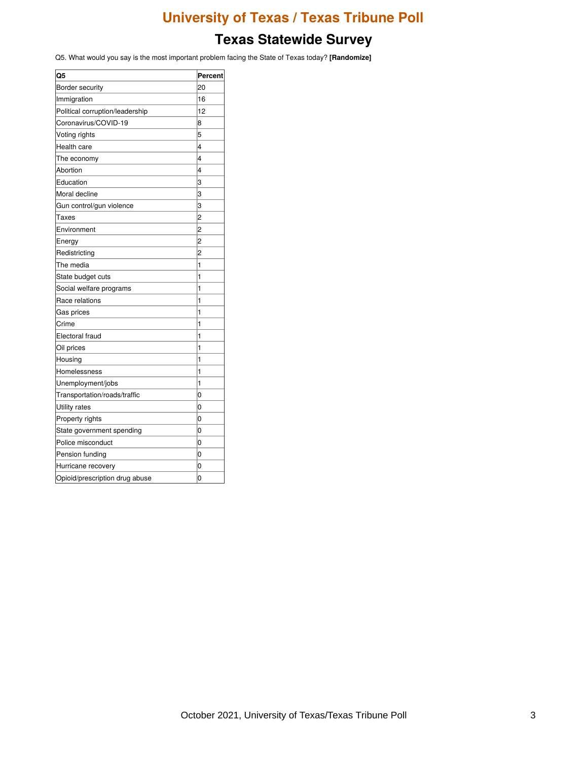# University of Texas / Texas Tribune Poll

## Texas Statewide Survey

Q5. What would you say is the most important problem facing the State of Texas today? **[Randomize]**

| Q5 | Percent |
|---|---|
| Border security | 20 |
| Immigration | 16 |
| Political corruption/leadership | 12 |
| Coronavirus/COVID-19 | 8 |
| Voting rights | 5 |
| Health care | 4 |
| The economy | 4 |
| Abortion | 4 |
| Education | 3 |
| Moral decline | 3 |
| Gun control/gun violence | 3 |
| Taxes | 2 |
| Environment | 2 |
| Energy | 2 |
| Redistricting | 2 |
| The media | 1 |
| State budget cuts | 1 |
| Social welfare programs | 1 |
| Race relations | 1 |
| Gas prices | 1 |
| Crime | 1 |
| Electoral fraud | 1 |
| Oil prices | 1 |
| Housing | 1 |
| Homelessness | 1 |
| Unemployment/jobs | 1 |
| Transportation/roads/traffic | 0 |
| Utility rates | 0 |
| Property rights | 0 |
| State government spending | 0 |
| Police misconduct | 0 |
| Pension funding | 0 |
| Hurricane recovery | 0 |
| Opioid/prescription drug abuse | 0 |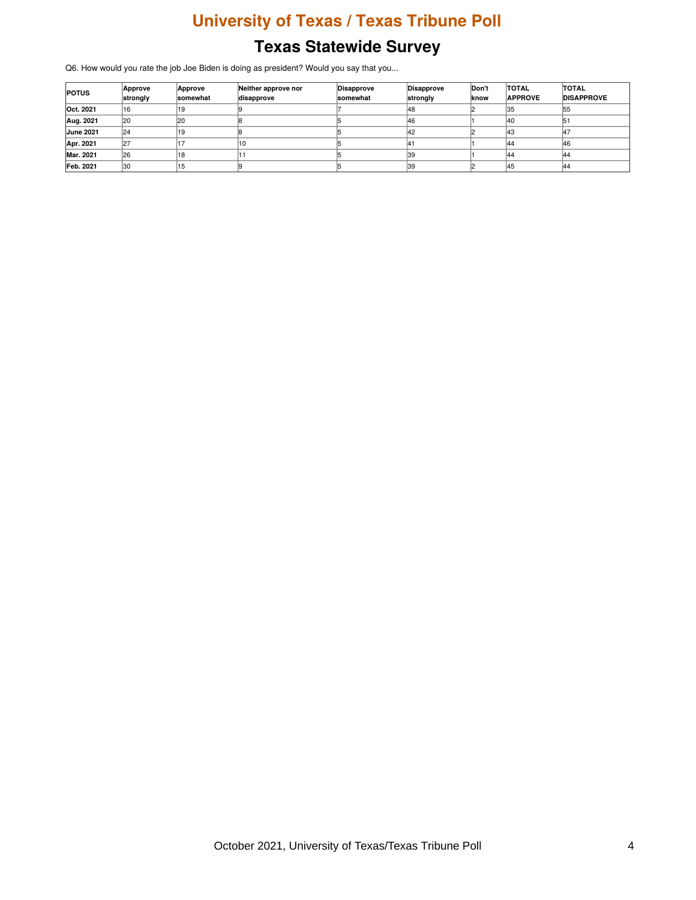# University of Texas / Texas Tribune Poll

## Texas Statewide Survey

Q6. How would you rate the job Joe Biden is doing as president? Would you say that you...

| POTUS | Approve strongly | Approve somewhat | Neither approve nor disapprove | Disapprove somewhat | Disapprove strongly | Don't know | TOTAL APPROVE | TOTAL DISAPPROVE |
|---|---|---|---|---|---|---|---|---|
| Oct. 2021 | 16 | 19 | 9 | 7 | 48 | 2 | 35 | 55 |
| Aug. 2021 | 20 | 20 | 8 | 5 | 46 | 1 | 40 | 51 |
| June 2021 | 24 | 19 | 8 | 5 | 42 | 2 | 43 | 47 |
| Apr. 2021 | 27 | 17 | 10 | 5 | 41 | 1 | 44 | 46 |
| Mar. 2021 | 26 | 18 | 11 | 5 | 39 | 1 | 44 | 44 |
| Feb. 2021 | 30 | 15 | 9 | 5 | 39 | 2 | 45 | 44 |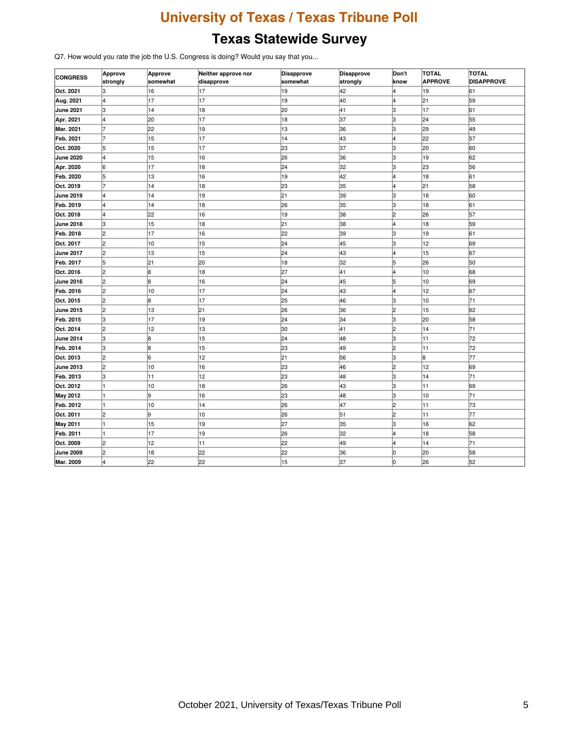# University of Texas / Texas Tribune Poll

## Texas Statewide Survey

Q7. How would you rate the job the U.S. Congress is doing? Would you say that you...

| CONGRESS | Approve strongly | Approve somewhat | Neither approve nor disapprove | Disapprove somewhat | Disapprove strongly | Don't know | TOTAL APPROVE | TOTAL DISAPPROVE |
|---|---|---|---|---|---|---|---|---|
| Oct. 2021 | 3 | 16 | 17 | 19 | 42 | 4 | 19 | 61 |
| Aug. 2021 | 4 | 17 | 17 | 19 | 40 | 4 | 21 | 59 |
| June 2021 | 3 | 14 | 18 | 20 | 41 | 3 | 17 | 61 |
| Apr. 2021 | 4 | 20 | 17 | 18 | 37 | 3 | 24 | 55 |
| Mar. 2021 | 7 | 22 | 19 | 13 | 36 | 3 | 29 | 49 |
| Feb. 2021 | 7 | 15 | 17 | 14 | 43 | 4 | 22 | 57 |
| Oct. 2020 | 5 | 15 | 17 | 23 | 37 | 3 | 20 | 60 |
| June 2020 | 4 | 15 | 16 | 26 | 36 | 3 | 19 | 62 |
| Apr. 2020 | 6 | 17 | 18 | 24 | 32 | 3 | 23 | 56 |
| Feb. 2020 | 5 | 13 | 16 | 19 | 42 | 4 | 18 | 61 |
| Oct. 2019 | 7 | 14 | 18 | 23 | 35 | 4 | 21 | 58 |
| June 2019 | 4 | 14 | 19 | 21 | 39 | 3 | 18 | 60 |
| Feb. 2019 | 4 | 14 | 18 | 26 | 35 | 3 | 18 | 61 |
| Oct. 2018 | 4 | 22 | 16 | 19 | 38 | 2 | 26 | 57 |
| June 2018 | 3 | 15 | 18 | 21 | 38 | 4 | 18 | 59 |
| Feb. 2018 | 2 | 17 | 16 | 22 | 39 | 3 | 19 | 61 |
| Oct. 2017 | 2 | 10 | 15 | 24 | 45 | 3 | 12 | 69 |
| June 2017 | 2 | 13 | 15 | 24 | 43 | 4 | 15 | 67 |
| Feb. 2017 | 5 | 21 | 20 | 18 | 32 | 5 | 26 | 50 |
| Oct. 2016 | 2 | 8 | 18 | 27 | 41 | 4 | 10 | 68 |
| June 2016 | 2 | 8 | 16 | 24 | 45 | 5 | 10 | 69 |
| Feb. 2016 | 2 | 10 | 17 | 24 | 43 | 4 | 12 | 67 |
| Oct. 2015 | 2 | 8 | 17 | 25 | 46 | 3 | 10 | 71 |
| June 2015 | 2 | 13 | 21 | 26 | 36 | 2 | 15 | 62 |
| Feb. 2015 | 3 | 17 | 19 | 24 | 34 | 3 | 20 | 58 |
| Oct. 2014 | 2 | 12 | 13 | 30 | 41 | 2 | 14 | 71 |
| June 2014 | 3 | 8 | 15 | 24 | 48 | 3 | 11 | 72 |
| Feb. 2014 | 3 | 8 | 15 | 23 | 49 | 2 | 11 | 72 |
| Oct. 2013 | 2 | 6 | 12 | 21 | 56 | 3 | 8 | 77 |
| June 2013 | 2 | 10 | 16 | 23 | 46 | 2 | 12 | 69 |
| Feb. 2013 | 3 | 11 | 12 | 23 | 48 | 3 | 14 | 71 |
| Oct. 2012 | 1 | 10 | 18 | 26 | 43 | 3 | 11 | 69 |
| May 2012 | 1 | 9 | 16 | 23 | 48 | 3 | 10 | 71 |
| Feb. 2012 | 1 | 10 | 14 | 26 | 47 | 2 | 11 | 73 |
| Oct. 2011 | 2 | 9 | 10 | 26 | 51 | 2 | 11 | 77 |
| May 2011 | 1 | 15 | 19 | 27 | 35 | 3 | 16 | 62 |
| Feb. 2011 | 1 | 17 | 19 | 26 | 32 | 4 | 18 | 58 |
| Oct. 2009 | 2 | 12 | 11 | 22 | 49 | 4 | 14 | 71 |
| June 2009 | 2 | 18 | 22 | 22 | 36 | 0 | 20 | 58 |
| Mar. 2009 | 4 | 22 | 22 | 15 | 37 | 0 | 26 | 52 |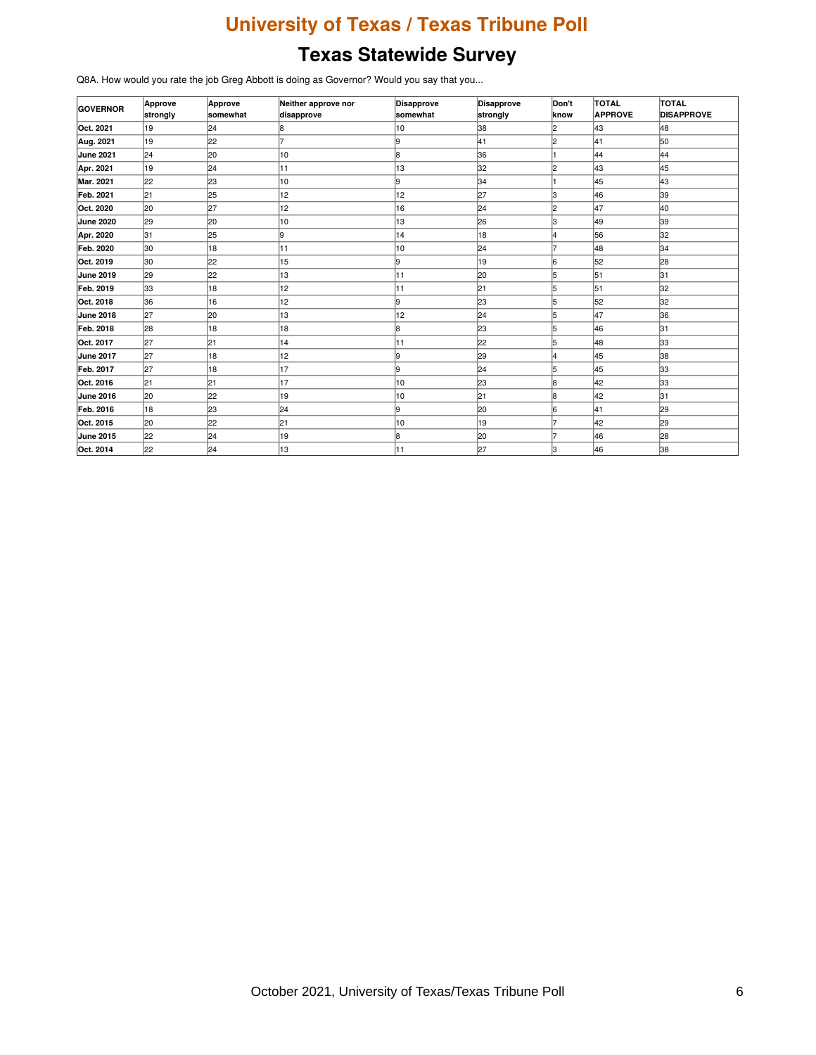# University of Texas / Texas Tribune Poll

## Texas Statewide Survey

Q8A. How would you rate the job Greg Abbott is doing as Governor? Would you say that you...

| GOVERNOR | Approve strongly | Approve somewhat | Neither approve nor disapprove | Disapprove somewhat | Disapprove strongly | Don't know | TOTAL APPROVE | TOTAL DISAPPROVE |
|---|---|---|---|---|---|---|---|---|
| **Oct. 2021** | 19 | 24 | 8 | 10 | 38 | 2 | 43 | 48 |
| **Aug. 2021** | 19 | 22 | 7 | 9 | 41 | 2 | 41 | 50 |
| **June 2021** | 24 | 20 | 10 | 8 | 36 | 1 | 44 | 44 |
| **Apr. 2021** | 19 | 24 | 11 | 13 | 32 | 2 | 43 | 45 |
| **Mar. 2021** | 22 | 23 | 10 | 9 | 34 | 1 | 45 | 43 |
| **Feb. 2021** | 21 | 25 | 12 | 12 | 27 | 3 | 46 | 39 |
| **Oct. 2020** | 20 | 27 | 12 | 16 | 24 | 2 | 47 | 40 |
| **June 2020** | 29 | 20 | 10 | 13 | 26 | 3 | 49 | 39 |
| **Apr. 2020** | 31 | 25 | 9 | 14 | 18 | 4 | 56 | 32 |
| **Feb. 2020** | 30 | 18 | 11 | 10 | 24 | 7 | 48 | 34 |
| **Oct. 2019** | 30 | 22 | 15 | 9 | 19 | 6 | 52 | 28 |
| **June 2019** | 29 | 22 | 13 | 11 | 20 | 5 | 51 | 31 |
| **Feb. 2019** | 33 | 18 | 12 | 11 | 21 | 5 | 51 | 32 |
| **Oct. 2018** | 36 | 16 | 12 | 9 | 23 | 5 | 52 | 32 |
| **June 2018** | 27 | 20 | 13 | 12 | 24 | 5 | 47 | 36 |
| **Feb. 2018** | 28 | 18 | 18 | 8 | 23 | 5 | 46 | 31 |
| **Oct. 2017** | 27 | 21 | 14 | 11 | 22 | 5 | 48 | 33 |
| **June 2017** | 27 | 18 | 12 | 9 | 29 | 4 | 45 | 38 |
| **Feb. 2017** | 27 | 18 | 17 | 9 | 24 | 5 | 45 | 33 |
| **Oct. 2016** | 21 | 21 | 17 | 10 | 23 | 8 | 42 | 33 |
| **June 2016** | 20 | 22 | 19 | 10 | 21 | 8 | 42 | 31 |
| **Feb. 2016** | 18 | 23 | 24 | 9 | 20 | 6 | 41 | 29 |
| **Oct. 2015** | 20 | 22 | 21 | 10 | 19 | 7 | 42 | 29 |
| **June 2015** | 22 | 24 | 19 | 8 | 20 | 7 | 46 | 28 |
| **Oct. 2014** | 22 | 24 | 13 | 11 | 27 | 3 | 46 | 38 |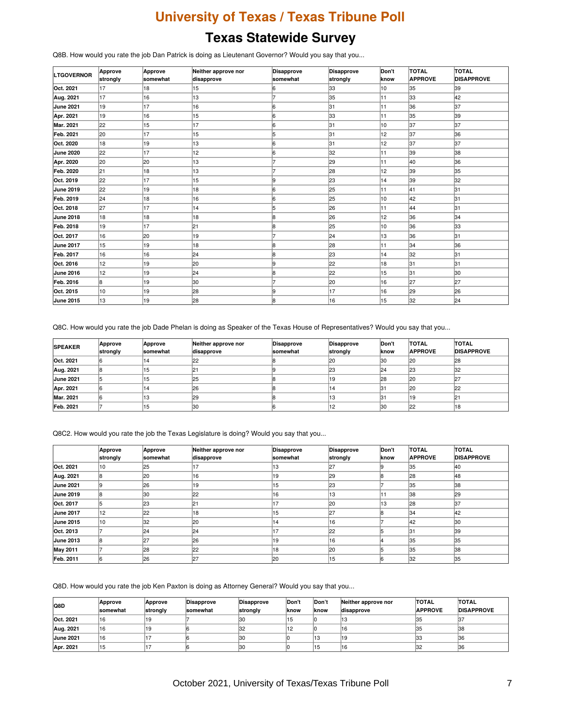# University of Texas / Texas Tribune Poll

## Texas Statewide Survey

Q8B. How would you rate the job Dan Patrick is doing as Lieutenant Governor? Would you say that you...

| LTGOVERNOR | Approve strongly | Approve somewhat | Neither approve nor disapprove | Disapprove somewhat | Disapprove strongly | Don't know | TOTAL APPROVE | TOTAL DISAPPROVE |
|---|---|---|---|---|---|---|---|---|
| Oct. 2021 | 17 | 18 | 15 | 6 | 33 | 10 | 35 | 39 |
| Aug. 2021 | 17 | 16 | 13 | 7 | 35 | 11 | 33 | 42 |
| June 2021 | 19 | 17 | 16 | 6 | 31 | 11 | 36 | 37 |
| Apr. 2021 | 19 | 16 | 15 | 6 | 33 | 11 | 35 | 39 |
| Mar. 2021 | 22 | 15 | 17 | 6 | 31 | 10 | 37 | 37 |
| Feb. 2021 | 20 | 17 | 15 | 5 | 31 | 12 | 37 | 36 |
| Oct. 2020 | 18 | 19 | 13 | 6 | 31 | 12 | 37 | 37 |
| June 2020 | 22 | 17 | 12 | 6 | 32 | 11 | 39 | 38 |
| Apr. 2020 | 20 | 20 | 13 | 7 | 29 | 11 | 40 | 36 |
| Feb. 2020 | 21 | 18 | 13 | 7 | 28 | 12 | 39 | 35 |
| Oct. 2019 | 22 | 17 | 15 | 9 | 23 | 14 | 39 | 32 |
| June 2019 | 22 | 19 | 18 | 6 | 25 | 11 | 41 | 31 |
| Feb. 2019 | 24 | 18 | 16 | 6 | 25 | 10 | 42 | 31 |
| Oct. 2018 | 27 | 17 | 14 | 5 | 26 | 11 | 44 | 31 |
| June 2018 | 18 | 18 | 18 | 8 | 26 | 12 | 36 | 34 |
| Feb. 2018 | 19 | 17 | 21 | 8 | 25 | 10 | 36 | 33 |
| Oct. 2017 | 16 | 20 | 19 | 7 | 24 | 13 | 36 | 31 |
| June 2017 | 15 | 19 | 18 | 8 | 28 | 11 | 34 | 36 |
| Feb. 2017 | 16 | 16 | 24 | 8 | 23 | 14 | 32 | 31 |
| Oct. 2016 | 12 | 19 | 20 | 9 | 22 | 18 | 31 | 31 |
| June 2016 | 12 | 19 | 24 | 8 | 22 | 15 | 31 | 30 |
| Feb. 2016 | 8 | 19 | 30 | 7 | 20 | 16 | 27 | 27 |
| Oct. 2015 | 10 | 19 | 28 | 9 | 17 | 16 | 29 | 26 |
| June 2015 | 13 | 19 | 28 | 8 | 16 | 15 | 32 | 24 |

Q8C. How would you rate the job Dade Phelan is doing as Speaker of the Texas House of Representatives? Would you say that you...

| SPEAKER | Approve strongly | Approve somewhat | Neither approve nor disapprove | Disapprove somewhat | Disapprove strongly | Don't know | TOTAL APPROVE | TOTAL DISAPPROVE |
|---|---|---|---|---|---|---|---|---|
| Oct. 2021 | 6 | 14 | 22 | 8 | 20 | 30 | 20 | 28 |
| Aug. 2021 | 8 | 15 | 21 | 9 | 23 | 24 | 23 | 32 |
| June 2021 | 5 | 15 | 25 | 8 | 19 | 28 | 20 | 27 |
| Apr. 2021 | 6 | 14 | 26 | 8 | 14 | 31 | 20 | 22 |
| Mar. 2021 | 6 | 13 | 29 | 8 | 13 | 31 | 19 | 21 |
| Feb. 2021 | 7 | 15 | 30 | 6 | 12 | 30 | 22 | 18 |

Q8C2. How would you rate the job the Texas Legislature is doing? Would you say that you...

| | Approve strongly | Approve somewhat | Neither approve nor disapprove | Disapprove somewhat | Disapprove strongly | Don't know | TOTAL APPROVE | TOTAL DISAPPROVE |
|---|---|---|---|---|---|---|---|---|
| Oct. 2021 | 10 | 25 | 17 | 13 | 27 | 9 | 35 | 40 |
| Aug. 2021 | 8 | 20 | 16 | 19 | 29 | 8 | 28 | 48 |
| June 2021 | 9 | 26 | 19 | 15 | 23 | 7 | 35 | 38 |
| June 2019 | 8 | 30 | 22 | 16 | 13 | 11 | 38 | 29 |
| Oct. 2017 | 5 | 23 | 21 | 17 | 20 | 13 | 28 | 37 |
| June 2017 | 12 | 22 | 18 | 15 | 27 | 8 | 34 | 42 |
| June 2015 | 10 | 32 | 20 | 14 | 16 | 7 | 42 | 30 |
| Oct. 2013 | 7 | 24 | 24 | 17 | 22 | 5 | 31 | 39 |
| June 2013 | 8 | 27 | 26 | 19 | 16 | 4 | 35 | 35 |
| May 2011 | 7 | 28 | 22 | 18 | 20 | 5 | 35 | 38 |
| Feb. 2011 | 6 | 26 | 27 | 20 | 15 | 6 | 32 | 35 |

Q8D. How would you rate the job Ken Paxton is doing as Attorney General? Would you say that you...

| Q8D | Approve somewhat | Approve strongly | Disapprove somewhat | Disapprove strongly | Don't know | Don't know | Neither approve nor disapprove | TOTAL APPROVE | TOTAL DISAPPROVE |
|---|---|---|---|---|---|---|---|---|---|
| Oct. 2021 | 16 | 19 | 7 | 30 | 15 | 0 | 13 | 35 | 37 |
| Aug. 2021 | 16 | 19 | 6 | 32 | 12 | 0 | 16 | 35 | 38 |
| June 2021 | 16 | 17 | 6 | 30 | 0 | 13 | 19 | 33 | 36 |
| Apr. 2021 | 15 | 17 | 6 | 30 | 0 | 15 | 16 | 32 | 36 |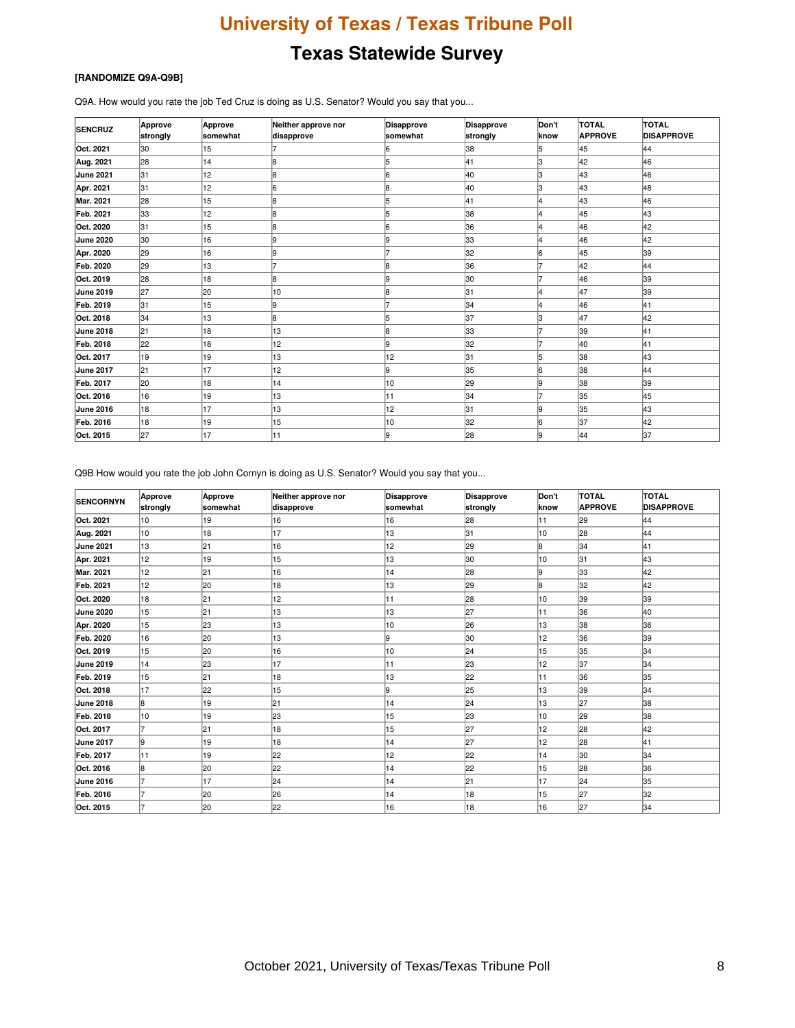# University of Texas / Texas Tribune Poll

## Texas Statewide Survey

**[RANDOMIZE Q9A-Q9B]**

Q9A. How would you rate the job Ted Cruz is doing as U.S. Senator? Would you say that you...

| SENCRUZ | Approve strongly | Approve somewhat | Neither approve nor disapprove | Disapprove somewhat | Disapprove strongly | Don't know | TOTAL APPROVE | TOTAL DISAPPROVE |
|---|---|---|---|---|---|---|---|---|
| Oct. 2021 | 30 | 15 | 7 | 6 | 38 | 5 | 45 | 44 |
| Aug. 2021 | 28 | 14 | 8 | 5 | 41 | 3 | 42 | 46 |
| June 2021 | 31 | 12 | 8 | 6 | 40 | 3 | 43 | 46 |
| Apr. 2021 | 31 | 12 | 6 | 8 | 40 | 3 | 43 | 48 |
| Mar. 2021 | 28 | 15 | 8 | 5 | 41 | 4 | 43 | 46 |
| Feb. 2021 | 33 | 12 | 8 | 5 | 38 | 4 | 45 | 43 |
| Oct. 2020 | 31 | 15 | 8 | 6 | 36 | 4 | 46 | 42 |
| June 2020 | 30 | 16 | 9 | 9 | 33 | 4 | 46 | 42 |
| Apr. 2020 | 29 | 16 | 9 | 7 | 32 | 6 | 45 | 39 |
| Feb. 2020 | 29 | 13 | 7 | 8 | 36 | 7 | 42 | 44 |
| Oct. 2019 | 28 | 18 | 8 | 9 | 30 | 7 | 46 | 39 |
| June 2019 | 27 | 20 | 10 | 8 | 31 | 4 | 47 | 39 |
| Feb. 2019 | 31 | 15 | 9 | 7 | 34 | 4 | 46 | 41 |
| Oct. 2018 | 34 | 13 | 8 | 5 | 37 | 3 | 47 | 42 |
| June 2018 | 21 | 18 | 13 | 8 | 33 | 7 | 39 | 41 |
| Feb. 2018 | 22 | 18 | 12 | 9 | 32 | 7 | 40 | 41 |
| Oct. 2017 | 19 | 19 | 13 | 12 | 31 | 5 | 38 | 43 |
| June 2017 | 21 | 17 | 12 | 9 | 35 | 6 | 38 | 44 |
| Feb. 2017 | 20 | 18 | 14 | 10 | 29 | 9 | 38 | 39 |
| Oct. 2016 | 16 | 19 | 13 | 11 | 34 | 7 | 35 | 45 |
| June 2016 | 18 | 17 | 13 | 12 | 31 | 9 | 35 | 43 |
| Feb. 2016 | 18 | 19 | 15 | 10 | 32 | 6 | 37 | 42 |
| Oct. 2015 | 27 | 17 | 11 | 9 | 28 | 9 | 44 | 37 |

Q9B How would you rate the job John Cornyn is doing as U.S. Senator? Would you say that you...

| SENCORNYN | Approve strongly | Approve somewhat | Neither approve nor disapprove | Disapprove somewhat | Disapprove strongly | Don't know | TOTAL APPROVE | TOTAL DISAPPROVE |
|---|---|---|---|---|---|---|---|---|
| Oct. 2021 | 10 | 19 | 16 | 16 | 28 | 11 | 29 | 44 |
| Aug. 2021 | 10 | 18 | 17 | 13 | 31 | 10 | 28 | 44 |
| June 2021 | 13 | 21 | 16 | 12 | 29 | 8 | 34 | 41 |
| Apr. 2021 | 12 | 19 | 15 | 13 | 30 | 10 | 31 | 43 |
| Mar. 2021 | 12 | 21 | 16 | 14 | 28 | 9 | 33 | 42 |
| Feb. 2021 | 12 | 20 | 18 | 13 | 29 | 8 | 32 | 42 |
| Oct. 2020 | 18 | 21 | 12 | 11 | 28 | 10 | 39 | 39 |
| June 2020 | 15 | 21 | 13 | 13 | 27 | 11 | 36 | 40 |
| Apr. 2020 | 15 | 23 | 13 | 10 | 26 | 13 | 38 | 36 |
| Feb. 2020 | 16 | 20 | 13 | 9 | 30 | 12 | 36 | 39 |
| Oct. 2019 | 15 | 20 | 16 | 10 | 24 | 15 | 35 | 34 |
| June 2019 | 14 | 23 | 17 | 11 | 23 | 12 | 37 | 34 |
| Feb. 2019 | 15 | 21 | 18 | 13 | 22 | 11 | 36 | 35 |
| Oct. 2018 | 17 | 22 | 15 | 9 | 25 | 13 | 39 | 34 |
| June 2018 | 8 | 19 | 21 | 14 | 24 | 13 | 27 | 38 |
| Feb. 2018 | 10 | 19 | 23 | 15 | 23 | 10 | 29 | 38 |
| Oct. 2017 | 7 | 21 | 18 | 15 | 27 | 12 | 28 | 42 |
| June 2017 | 9 | 19 | 18 | 14 | 27 | 12 | 28 | 41 |
| Feb. 2017 | 11 | 19 | 22 | 12 | 22 | 14 | 30 | 34 |
| Oct. 2016 | 8 | 20 | 22 | 14 | 22 | 15 | 28 | 36 |
| June 2016 | 7 | 17 | 24 | 14 | 21 | 17 | 24 | 35 |
| Feb. 2016 | 7 | 20 | 26 | 14 | 18 | 15 | 27 | 32 |
| Oct. 2015 | 7 | 20 | 22 | 16 | 18 | 16 | 27 | 34 |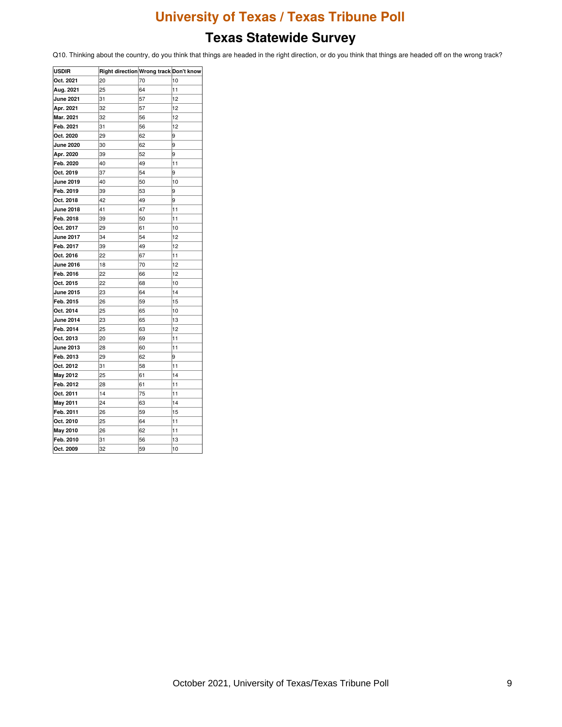# University of Texas / Texas Tribune Poll

## Texas Statewide Survey

Q10. Thinking about the country, do you think that things are headed in the right direction, or do you think that things are headed off on the wrong track?

| USDIR | Right direction | Wrong track | Don't know |
|---|---|---|---|
| Oct. 2021 | 20 | 70 | 10 |
| Aug. 2021 | 25 | 64 | 11 |
| June 2021 | 31 | 57 | 12 |
| Apr. 2021 | 32 | 57 | 12 |
| Mar. 2021 | 32 | 56 | 12 |
| Feb. 2021 | 31 | 56 | 12 |
| Oct. 2020 | 29 | 62 | 9 |
| June 2020 | 30 | 62 | 9 |
| Apr. 2020 | 39 | 52 | 9 |
| Feb. 2020 | 40 | 49 | 11 |
| Oct. 2019 | 37 | 54 | 9 |
| June 2019 | 40 | 50 | 10 |
| Feb. 2019 | 39 | 53 | 9 |
| Oct. 2018 | 42 | 49 | 9 |
| June 2018 | 41 | 47 | 11 |
| Feb. 2018 | 39 | 50 | 11 |
| Oct. 2017 | 29 | 61 | 10 |
| June 2017 | 34 | 54 | 12 |
| Feb. 2017 | 39 | 49 | 12 |
| Oct. 2016 | 22 | 67 | 11 |
| June 2016 | 18 | 70 | 12 |
| Feb. 2016 | 22 | 66 | 12 |
| Oct. 2015 | 22 | 68 | 10 |
| June 2015 | 23 | 64 | 14 |
| Feb. 2015 | 26 | 59 | 15 |
| Oct. 2014 | 25 | 65 | 10 |
| June 2014 | 23 | 65 | 13 |
| Feb. 2014 | 25 | 63 | 12 |
| Oct. 2013 | 20 | 69 | 11 |
| June 2013 | 28 | 60 | 11 |
| Feb. 2013 | 29 | 62 | 9 |
| Oct. 2012 | 31 | 58 | 11 |
| May 2012 | 25 | 61 | 14 |
| Feb. 2012 | 28 | 61 | 11 |
| Oct. 2011 | 14 | 75 | 11 |
| May 2011 | 24 | 63 | 14 |
| Feb. 2011 | 26 | 59 | 15 |
| Oct. 2010 | 25 | 64 | 11 |
| May 2010 | 26 | 62 | 11 |
| Feb. 2010 | 31 | 56 | 13 |
| Oct. 2009 | 32 | 59 | 10 |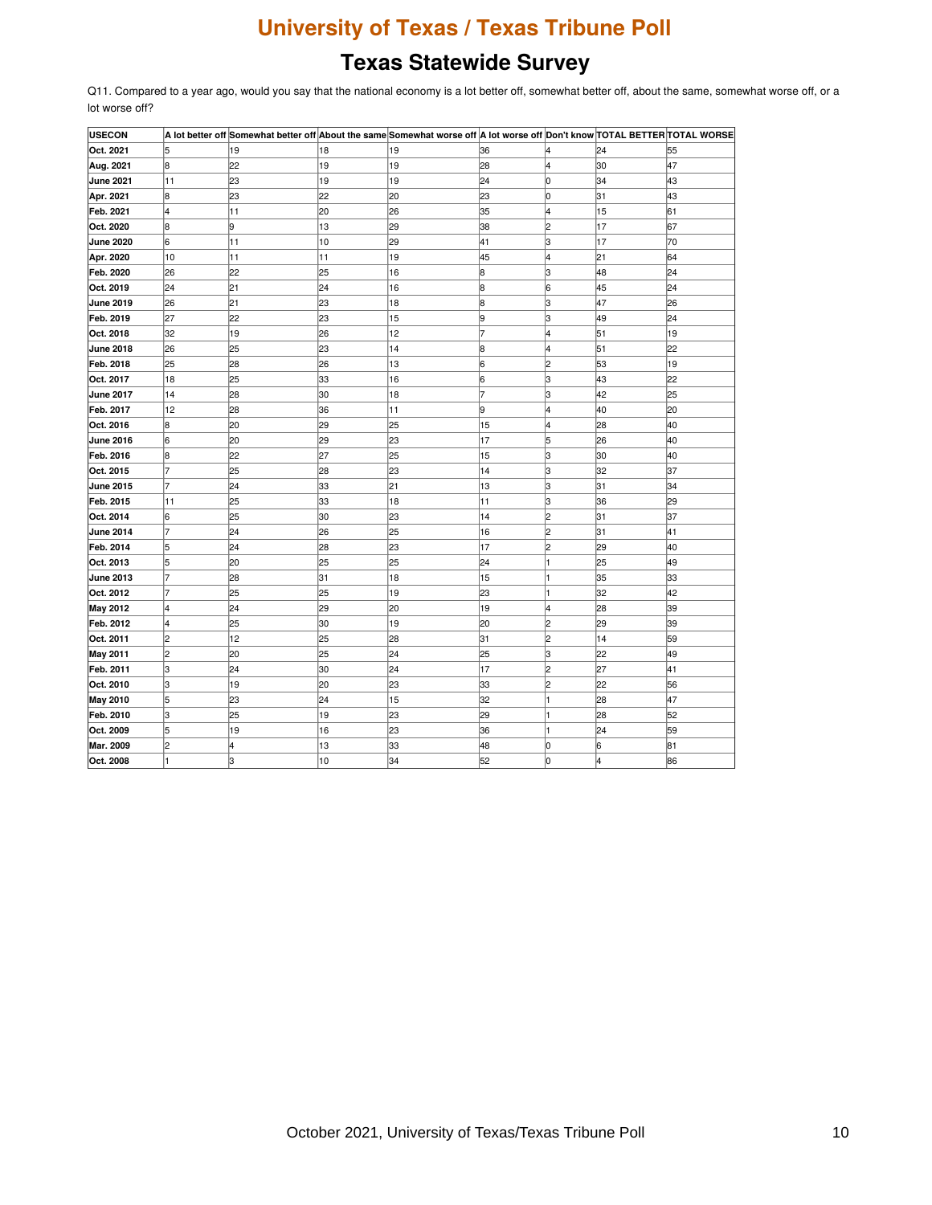# University of Texas / Texas Tribune Poll

## Texas Statewide Survey

Q11. Compared to a year ago, would you say that the national economy is a lot better off, somewhat better off, about the same, somewhat worse off, or a lot worse off?

| USECON | A lot better off | Somewhat better off | About the same | Somewhat worse off | A lot worse off | Don't know | TOTAL BETTER | TOTAL WORSE |
|---|---|---|---|---|---|---|---|---|
| Oct. 2021 | 5 | 19 | 18 | 19 | 36 | 4 | 24 | 55 |
| Aug. 2021 | 8 | 22 | 19 | 19 | 28 | 4 | 30 | 47 |
| June 2021 | 11 | 23 | 19 | 19 | 24 | 0 | 34 | 43 |
| Apr. 2021 | 8 | 23 | 22 | 20 | 23 | 0 | 31 | 43 |
| Feb. 2021 | 4 | 11 | 20 | 26 | 35 | 4 | 15 | 61 |
| Oct. 2020 | 8 | 9 | 13 | 29 | 38 | 2 | 17 | 67 |
| June 2020 | 6 | 11 | 10 | 29 | 41 | 3 | 17 | 70 |
| Apr. 2020 | 10 | 11 | 11 | 19 | 45 | 4 | 21 | 64 |
| Feb. 2020 | 26 | 22 | 25 | 16 | 8 | 3 | 48 | 24 |
| Oct. 2019 | 24 | 21 | 24 | 16 | 8 | 6 | 45 | 24 |
| June 2019 | 26 | 21 | 23 | 18 | 8 | 3 | 47 | 26 |
| Feb. 2019 | 27 | 22 | 23 | 15 | 9 | 3 | 49 | 24 |
| Oct. 2018 | 32 | 19 | 26 | 12 | 7 | 4 | 51 | 19 |
| June 2018 | 26 | 25 | 23 | 14 | 8 | 4 | 51 | 22 |
| Feb. 2018 | 25 | 28 | 26 | 13 | 6 | 2 | 53 | 19 |
| Oct. 2017 | 18 | 25 | 33 | 16 | 6 | 3 | 43 | 22 |
| June 2017 | 14 | 28 | 30 | 18 | 7 | 3 | 42 | 25 |
| Feb. 2017 | 12 | 28 | 36 | 11 | 9 | 4 | 40 | 20 |
| Oct. 2016 | 8 | 20 | 29 | 25 | 15 | 4 | 28 | 40 |
| June 2016 | 6 | 20 | 29 | 23 | 17 | 5 | 26 | 40 |
| Feb. 2016 | 8 | 22 | 27 | 25 | 15 | 3 | 30 | 40 |
| Oct. 2015 | 7 | 25 | 28 | 23 | 14 | 3 | 32 | 37 |
| June 2015 | 7 | 24 | 33 | 21 | 13 | 3 | 31 | 34 |
| Feb. 2015 | 11 | 25 | 33 | 18 | 11 | 3 | 36 | 29 |
| Oct. 2014 | 6 | 25 | 30 | 23 | 14 | 2 | 31 | 37 |
| June 2014 | 7 | 24 | 26 | 25 | 16 | 2 | 31 | 41 |
| Feb. 2014 | 5 | 24 | 28 | 23 | 17 | 2 | 29 | 40 |
| Oct. 2013 | 5 | 20 | 25 | 25 | 24 | 1 | 25 | 49 |
| June 2013 | 7 | 28 | 31 | 18 | 15 | 1 | 35 | 33 |
| Oct. 2012 | 7 | 25 | 25 | 19 | 23 | 1 | 32 | 42 |
| May 2012 | 4 | 24 | 29 | 20 | 19 | 4 | 28 | 39 |
| Feb. 2012 | 4 | 25 | 30 | 19 | 20 | 2 | 29 | 39 |
| Oct. 2011 | 2 | 12 | 25 | 28 | 31 | 2 | 14 | 59 |
| May 2011 | 2 | 20 | 25 | 24 | 25 | 3 | 22 | 49 |
| Feb. 2011 | 3 | 24 | 30 | 24 | 17 | 2 | 27 | 41 |
| Oct. 2010 | 3 | 19 | 20 | 23 | 33 | 2 | 22 | 56 |
| May 2010 | 5 | 23 | 24 | 15 | 32 | 1 | 28 | 47 |
| Feb. 2010 | 3 | 25 | 19 | 23 | 29 | 1 | 28 | 52 |
| Oct. 2009 | 5 | 19 | 16 | 23 | 36 | 1 | 24 | 59 |
| Mar. 2009 | 2 | 4 | 13 | 33 | 48 | 0 | 6 | 81 |
| Oct. 2008 | 1 | 3 | 10 | 34 | 52 | 0 | 4 | 86 |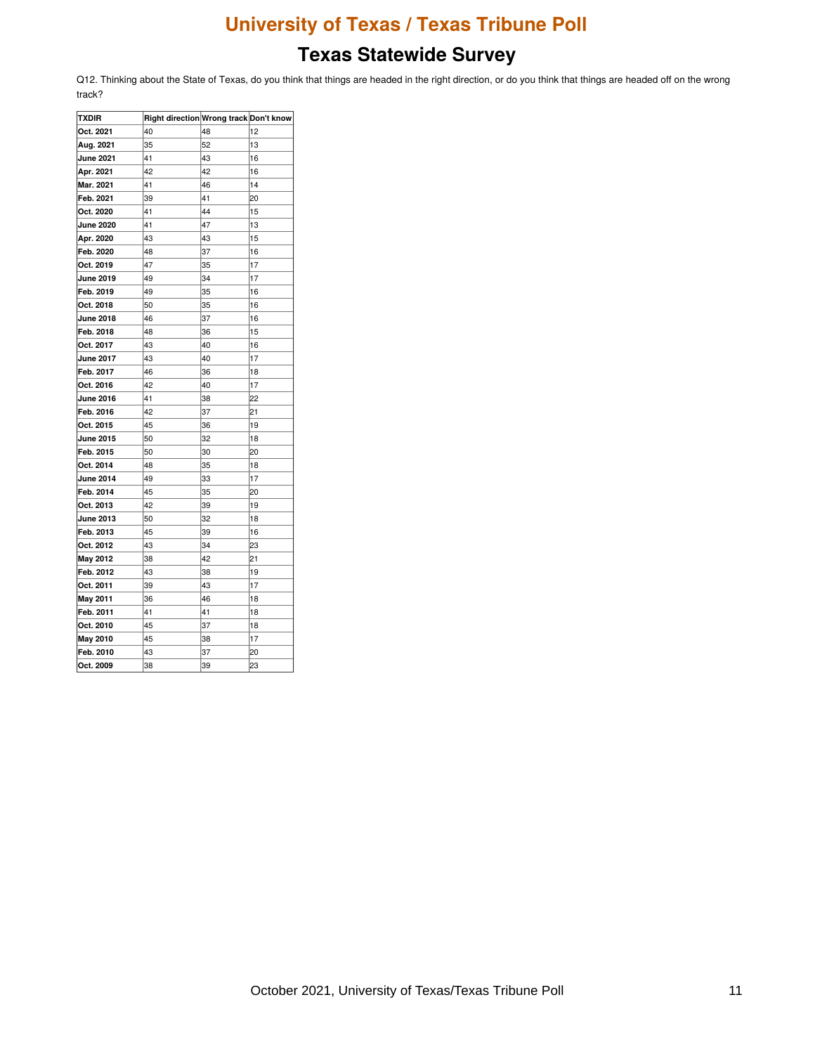# University of Texas / Texas Tribune Poll

## Texas Statewide Survey

Q12. Thinking about the State of Texas, do you think that things are headed in the right direction, or do you think that things are headed off on the wrong track?

| TXDIR | Right direction | Wrong track | Don't know |
|---|---|---|---|
| Oct. 2021 | 40 | 48 | 12 |
| Aug. 2021 | 35 | 52 | 13 |
| June 2021 | 41 | 43 | 16 |
| Apr. 2021 | 42 | 42 | 16 |
| Mar. 2021 | 41 | 46 | 14 |
| Feb. 2021 | 39 | 41 | 20 |
| Oct. 2020 | 41 | 44 | 15 |
| June 2020 | 41 | 47 | 13 |
| Apr. 2020 | 43 | 43 | 15 |
| Feb. 2020 | 48 | 37 | 16 |
| Oct. 2019 | 47 | 35 | 17 |
| June 2019 | 49 | 34 | 17 |
| Feb. 2019 | 49 | 35 | 16 |
| Oct. 2018 | 50 | 35 | 16 |
| June 2018 | 46 | 37 | 16 |
| Feb. 2018 | 48 | 36 | 15 |
| Oct. 2017 | 43 | 40 | 16 |
| June 2017 | 43 | 40 | 17 |
| Feb. 2017 | 46 | 36 | 18 |
| Oct. 2016 | 42 | 40 | 17 |
| June 2016 | 41 | 38 | 22 |
| Feb. 2016 | 42 | 37 | 21 |
| Oct. 2015 | 45 | 36 | 19 |
| June 2015 | 50 | 32 | 18 |
| Feb. 2015 | 50 | 30 | 20 |
| Oct. 2014 | 48 | 35 | 18 |
| June 2014 | 49 | 33 | 17 |
| Feb. 2014 | 45 | 35 | 20 |
| Oct. 2013 | 42 | 39 | 19 |
| June 2013 | 50 | 32 | 18 |
| Feb. 2013 | 45 | 39 | 16 |
| Oct. 2012 | 43 | 34 | 23 |
| May 2012 | 38 | 42 | 21 |
| Feb. 2012 | 43 | 38 | 19 |
| Oct. 2011 | 39 | 43 | 17 |
| May 2011 | 36 | 46 | 18 |
| Feb. 2011 | 41 | 41 | 18 |
| Oct. 2010 | 45 | 37 | 18 |
| May 2010 | 45 | 38 | 17 |
| Feb. 2010 | 43 | 37 | 20 |
| Oct. 2009 | 38 | 39 | 23 |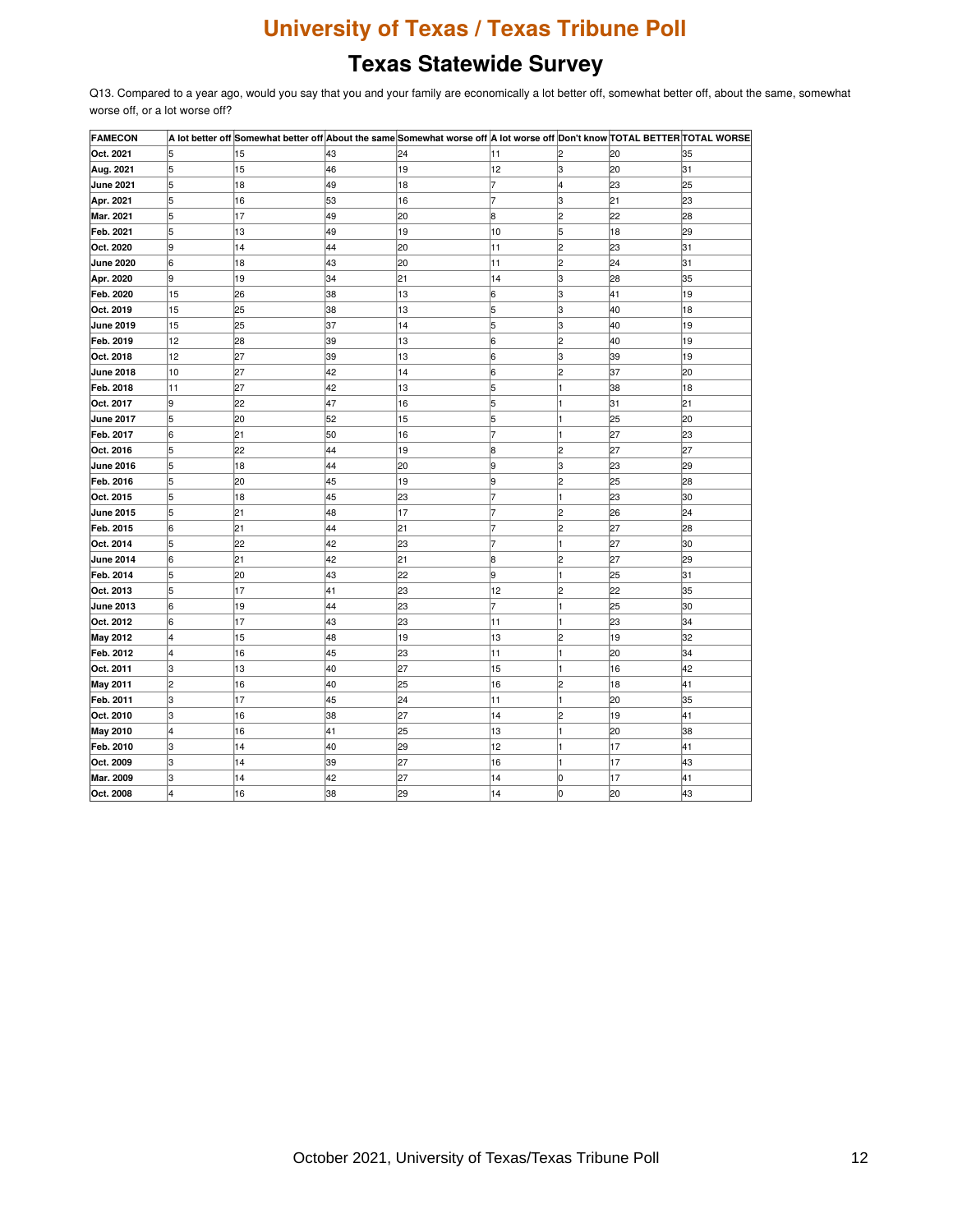# University of Texas / Texas Tribune Poll

## Texas Statewide Survey

Q13. Compared to a year ago, would you say that you and your family are economically a lot better off, somewhat better off, about the same, somewhat worse off, or a lot worse off?

| FAMECON | A lot better off | Somewhat better off | About the same | Somewhat worse off | A lot worse off | Don't know | TOTAL BETTER | TOTAL WORSE |
|---|---|---|---|---|---|---|---|---|
| Oct. 2021 | 5 | 15 | 43 | 24 | 11 | 2 | 20 | 35 |
| Aug. 2021 | 5 | 15 | 46 | 19 | 12 | 3 | 20 | 31 |
| June 2021 | 5 | 18 | 49 | 18 | 7 | 4 | 23 | 25 |
| Apr. 2021 | 5 | 16 | 53 | 16 | 7 | 3 | 21 | 23 |
| Mar. 2021 | 5 | 17 | 49 | 20 | 8 | 2 | 22 | 28 |
| Feb. 2021 | 5 | 13 | 49 | 19 | 10 | 5 | 18 | 29 |
| Oct. 2020 | 9 | 14 | 44 | 20 | 11 | 2 | 23 | 31 |
| June 2020 | 6 | 18 | 43 | 20 | 11 | 2 | 24 | 31 |
| Apr. 2020 | 9 | 19 | 34 | 21 | 14 | 3 | 28 | 35 |
| Feb. 2020 | 15 | 26 | 38 | 13 | 6 | 3 | 41 | 19 |
| Oct. 2019 | 15 | 25 | 38 | 13 | 5 | 3 | 40 | 18 |
| June 2019 | 15 | 25 | 37 | 14 | 5 | 3 | 40 | 19 |
| Feb. 2019 | 12 | 28 | 39 | 13 | 6 | 2 | 40 | 19 |
| Oct. 2018 | 12 | 27 | 39 | 13 | 6 | 3 | 39 | 19 |
| June 2018 | 10 | 27 | 42 | 14 | 6 | 2 | 37 | 20 |
| Feb. 2018 | 11 | 27 | 42 | 13 | 5 | 1 | 38 | 18 |
| Oct. 2017 | 9 | 22 | 47 | 16 | 5 | 1 | 31 | 21 |
| June 2017 | 5 | 20 | 52 | 15 | 5 | 1 | 25 | 20 |
| Feb. 2017 | 6 | 21 | 50 | 16 | 7 | 1 | 27 | 23 |
| Oct. 2016 | 5 | 22 | 44 | 19 | 8 | 2 | 27 | 27 |
| June 2016 | 5 | 18 | 44 | 20 | 9 | 3 | 23 | 29 |
| Feb. 2016 | 5 | 20 | 45 | 19 | 9 | 2 | 25 | 28 |
| Oct. 2015 | 5 | 18 | 45 | 23 | 7 | 1 | 23 | 30 |
| June 2015 | 5 | 21 | 48 | 17 | 7 | 2 | 26 | 24 |
| Feb. 2015 | 6 | 21 | 44 | 21 | 7 | 2 | 27 | 28 |
| Oct. 2014 | 5 | 22 | 42 | 23 | 7 | 1 | 27 | 30 |
| June 2014 | 6 | 21 | 42 | 21 | 8 | 2 | 27 | 29 |
| Feb. 2014 | 5 | 20 | 43 | 22 | 9 | 1 | 25 | 31 |
| Oct. 2013 | 5 | 17 | 41 | 23 | 12 | 2 | 22 | 35 |
| June 2013 | 6 | 19 | 44 | 23 | 7 | 1 | 25 | 30 |
| Oct. 2012 | 6 | 17 | 43 | 23 | 11 | 1 | 23 | 34 |
| May 2012 | 4 | 15 | 48 | 19 | 13 | 2 | 19 | 32 |
| Feb. 2012 | 4 | 16 | 45 | 23 | 11 | 1 | 20 | 34 |
| Oct. 2011 | 3 | 13 | 40 | 27 | 15 | 1 | 16 | 42 |
| May 2011 | 2 | 16 | 40 | 25 | 16 | 2 | 18 | 41 |
| Feb. 2011 | 3 | 17 | 45 | 24 | 11 | 1 | 20 | 35 |
| Oct. 2010 | 3 | 16 | 38 | 27 | 14 | 2 | 19 | 41 |
| May 2010 | 4 | 16 | 41 | 25 | 13 | 1 | 20 | 38 |
| Feb. 2010 | 3 | 14 | 40 | 29 | 12 | 1 | 17 | 41 |
| Oct. 2009 | 3 | 14 | 39 | 27 | 16 | 1 | 17 | 43 |
| Mar. 2009 | 3 | 14 | 42 | 27 | 14 | 0 | 17 | 41 |
| Oct. 2008 | 4 | 16 | 38 | 29 | 14 | 0 | 20 | 43 |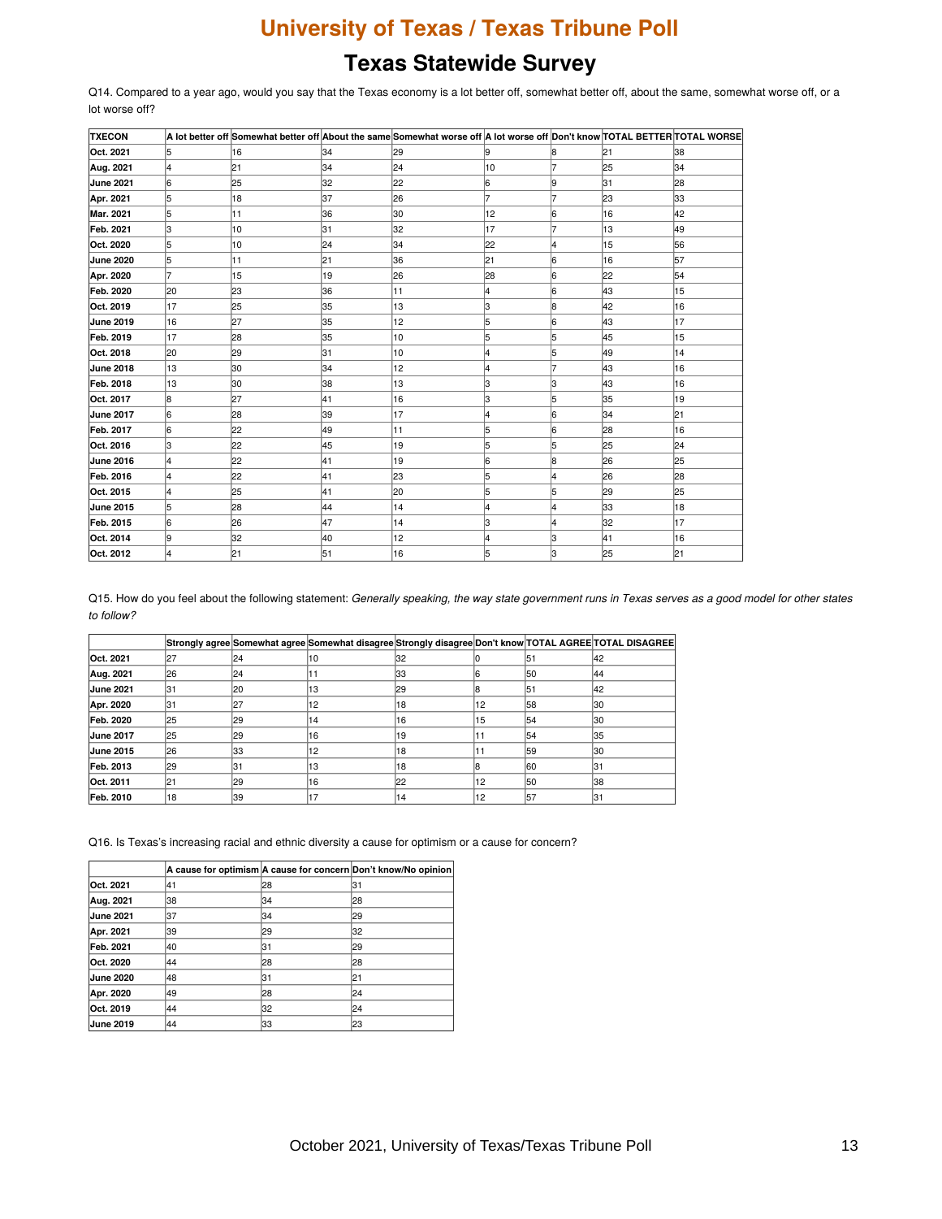# University of Texas / Texas Tribune Poll

## Texas Statewide Survey

Q14. Compared to a year ago, would you say that the Texas economy is a lot better off, somewhat better off, about the same, somewhat worse off, or a lot worse off?

| TXECON | A lot better off | Somewhat better off | About the same | Somewhat worse off | A lot worse off | Don't know | TOTAL BETTER | TOTAL WORSE |
|---|---|---|---|---|---|---|---|---|
| Oct. 2021 | 5 | 16 | 34 | 29 | 9 | 8 | 21 | 38 |
| Aug. 2021 | 4 | 21 | 34 | 24 | 10 | 7 | 25 | 34 |
| June 2021 | 6 | 25 | 32 | 22 | 6 | 9 | 31 | 28 |
| Apr. 2021 | 5 | 18 | 37 | 26 | 7 | 7 | 23 | 33 |
| Mar. 2021 | 5 | 11 | 36 | 30 | 12 | 6 | 16 | 42 |
| Feb. 2021 | 3 | 10 | 31 | 32 | 17 | 7 | 13 | 49 |
| Oct. 2020 | 5 | 10 | 24 | 34 | 22 | 4 | 15 | 56 |
| June 2020 | 5 | 11 | 21 | 36 | 21 | 6 | 16 | 57 |
| Apr. 2020 | 7 | 15 | 19 | 26 | 28 | 6 | 22 | 54 |
| Feb. 2020 | 20 | 23 | 36 | 11 | 4 | 6 | 43 | 15 |
| Oct. 2019 | 17 | 25 | 35 | 13 | 3 | 8 | 42 | 16 |
| June 2019 | 16 | 27 | 35 | 12 | 5 | 6 | 43 | 17 |
| Feb. 2019 | 17 | 28 | 35 | 10 | 5 | 5 | 45 | 15 |
| Oct. 2018 | 20 | 29 | 31 | 10 | 4 | 5 | 49 | 14 |
| June 2018 | 13 | 30 | 34 | 12 | 4 | 7 | 43 | 16 |
| Feb. 2018 | 13 | 30 | 38 | 13 | 3 | 3 | 43 | 16 |
| Oct. 2017 | 8 | 27 | 41 | 16 | 3 | 5 | 35 | 19 |
| June 2017 | 6 | 28 | 39 | 17 | 4 | 6 | 34 | 21 |
| Feb. 2017 | 6 | 22 | 49 | 11 | 5 | 6 | 28 | 16 |
| Oct. 2016 | 3 | 22 | 45 | 19 | 5 | 5 | 25 | 24 |
| June 2016 | 4 | 22 | 41 | 19 | 6 | 8 | 26 | 25 |
| Feb. 2016 | 4 | 22 | 41 | 23 | 5 | 4 | 26 | 28 |
| Oct. 2015 | 4 | 25 | 41 | 20 | 5 | 5 | 29 | 25 |
| June 2015 | 5 | 28 | 44 | 14 | 4 | 4 | 33 | 18 |
| Feb. 2015 | 6 | 26 | 47 | 14 | 3 | 4 | 32 | 17 |
| Oct. 2014 | 9 | 32 | 40 | 12 | 4 | 3 | 41 | 16 |
| Oct. 2012 | 4 | 21 | 51 | 16 | 5 | 3 | 25 | 21 |

Q15. How do you feel about the following statement: *Generally speaking, the way state government runs in Texas serves as a good model for other states to follow?*

| | Strongly agree | Somewhat agree | Somewhat disagree | Strongly disagree | Don't know | TOTAL AGREE | TOTAL DISAGREE |
|---|---|---|---|---|---|---|---|
| Oct. 2021 | 27 | 24 | 10 | 32 | 0 | 51 | 42 |
| Aug. 2021 | 26 | 24 | 11 | 33 | 6 | 50 | 44 |
| June 2021 | 31 | 20 | 13 | 29 | 8 | 51 | 42 |
| Apr. 2020 | 31 | 27 | 12 | 18 | 12 | 58 | 30 |
| Feb. 2020 | 25 | 29 | 14 | 16 | 15 | 54 | 30 |
| June 2017 | 25 | 29 | 16 | 19 | 11 | 54 | 35 |
| June 2015 | 26 | 33 | 12 | 18 | 11 | 59 | 30 |
| Feb. 2013 | 29 | 31 | 13 | 18 | 8 | 60 | 31 |
| Oct. 2011 | 21 | 29 | 16 | 22 | 12 | 50 | 38 |
| Feb. 2010 | 18 | 39 | 17 | 14 | 12 | 57 | 31 |

Q16. Is Texas's increasing racial and ethnic diversity a cause for optimism or a cause for concern?

| | A cause for optimism | A cause for concern | Don't know/No opinion |
|---|---|---|---|
| Oct. 2021 | 41 | 28 | 31 |
| Aug. 2021 | 38 | 34 | 28 |
| June 2021 | 37 | 34 | 29 |
| Apr. 2021 | 39 | 29 | 32 |
| Feb. 2021 | 40 | 31 | 29 |
| Oct. 2020 | 44 | 28 | 28 |
| June 2020 | 48 | 31 | 21 |
| Apr. 2020 | 49 | 28 | 24 |
| Oct. 2019 | 44 | 32 | 24 |
| June 2019 | 44 | 33 | 23 |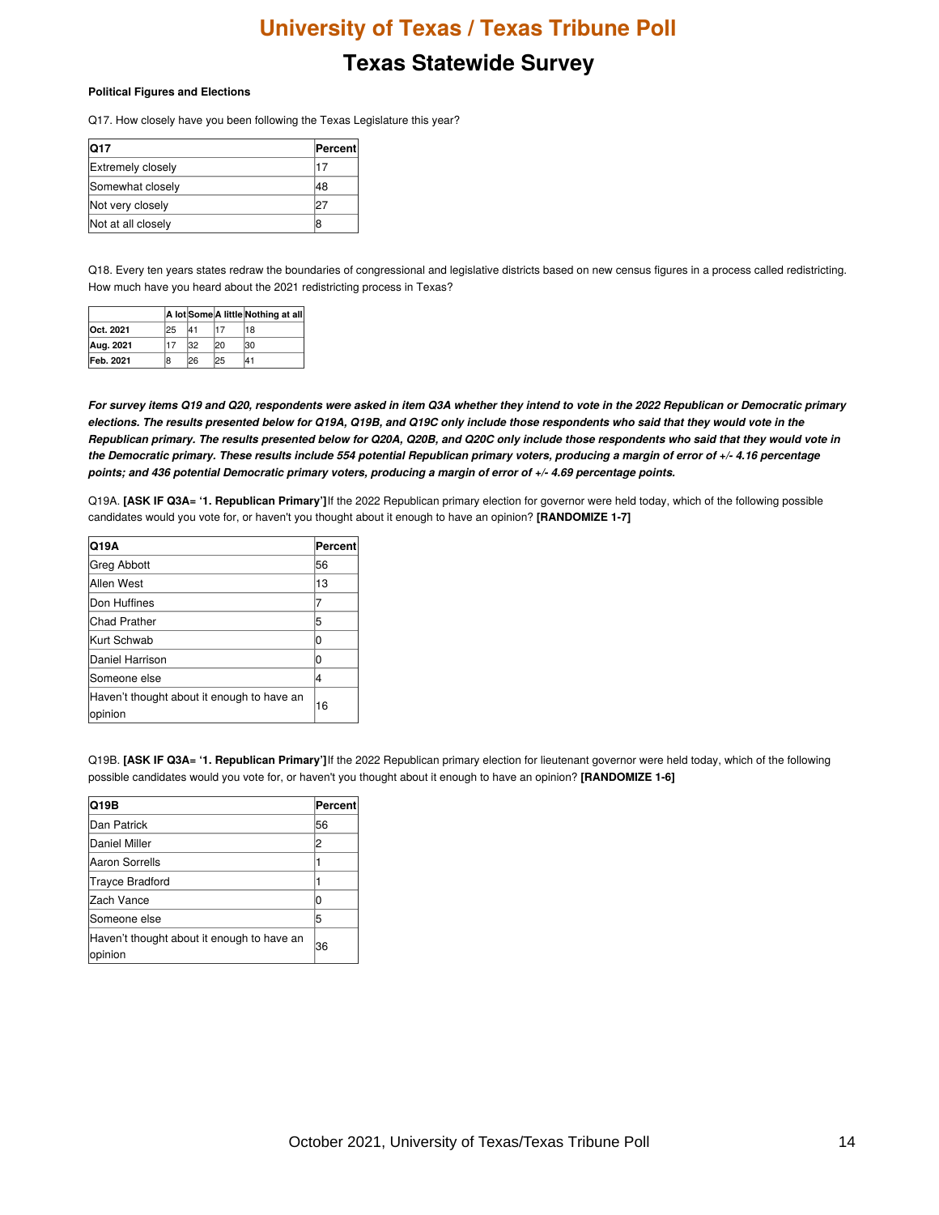# University of Texas / Texas Tribune Poll

## Texas Statewide Survey

**Political Figures and Elections**

Q17. How closely have you been following the Texas Legislature this year?

| Q17 | Percent |
|---|---|
| Extremely closely | 17 |
| Somewhat closely | 48 |
| Not very closely | 27 |
| Not at all closely | 8 |

Q18. Every ten years states redraw the boundaries of congressional and legislative districts based on new census figures in a process called redistricting. How much have you heard about the 2021 redistricting process in Texas?

| | A lot | Some | A little | Nothing at all |
|---|---|---|---|---|
| **Oct. 2021** | 25 | 41 | 17 | 18 |
| **Aug. 2021** | 17 | 32 | 20 | 30 |
| **Feb. 2021** | 8 | 26 | 25 | 41 |

***For survey items Q19 and Q20, respondents were asked in item Q3A whether they intend to vote in the 2022 Republican or Democratic primary elections. The results presented below for Q19A, Q19B, and Q19C only include those respondents who said that they would vote in the Republican primary. The results presented below for Q20A, Q20B, and Q20C only include those respondents who said that they would vote in the Democratic primary. These results include 554 potential Republican primary voters, producing a margin of error of +/- 4.16 percentage points; and 436 potential Democratic primary voters, producing a margin of error of +/- 4.69 percentage points.***

Q19A. **[ASK IF Q3A= '1. Republican Primary']** If the 2022 Republican primary election for governor were held today, which of the following possible candidates would you vote for, or haven't you thought about it enough to have an opinion? **[RANDOMIZE 1-7]**

| Q19A | Percent |
|---|---|
| Greg Abbott | 56 |
| Allen West | 13 |
| Don Huffines | 7 |
| Chad Prather | 5 |
| Kurt Schwab | 0 |
| Daniel Harrison | 0 |
| Someone else | 4 |
| Haven't thought about it enough to have an opinion | 16 |

Q19B. **[ASK IF Q3A= '1. Republican Primary']** If the 2022 Republican primary election for lieutenant governor were held today, which of the following possible candidates would you vote for, or haven't you thought about it enough to have an opinion? **[RANDOMIZE 1-6]**

| Q19B | Percent |
|---|---|
| Dan Patrick | 56 |
| Daniel Miller | 2 |
| Aaron Sorrells | 1 |
| Trayce Bradford | 1 |
| Zach Vance | 0 |
| Someone else | 5 |
| Haven't thought about it enough to have an opinion | 36 |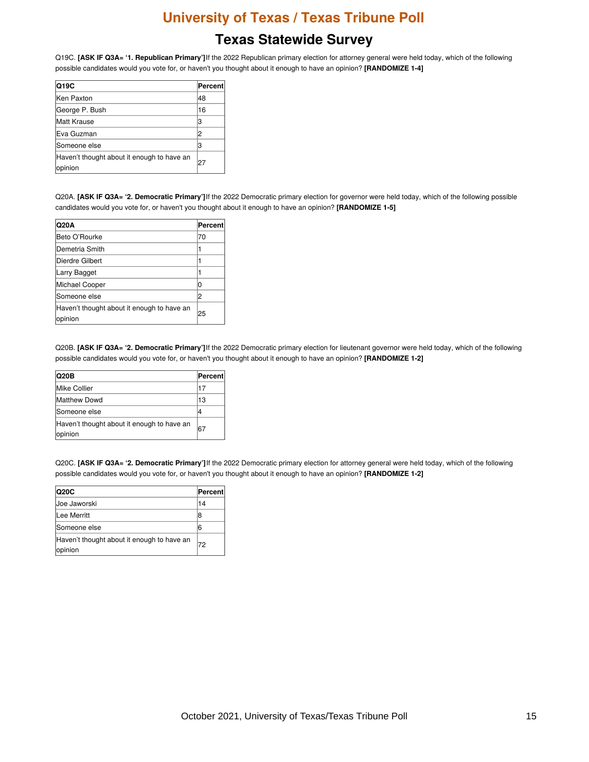Q19C. **[ASK IF Q3A= '1. Republican Primary']** If the 2022 Republican primary election for attorney general were held today, which of the following possible candidates would you vote for, or haven't you thought about it enough to have an opinion? **[RANDOMIZE 1-4]**

| Q19C | Percent |
|---|---|
| Ken Paxton | 48 |
| George P. Bush | 16 |
| Matt Krause | 3 |
| Eva Guzman | 2 |
| Someone else | 3 |
| Haven't thought about it enough to have an opinion | 27 |

Q20A. **[ASK IF Q3A= '2. Democratic Primary']** If the 2022 Democratic primary election for governor were held today, which of the following possible candidates would you vote for, or haven't you thought about it enough to have an opinion? **[RANDOMIZE 1-5]**

| Q20A | Percent |
|---|---|
| Beto O'Rourke | 70 |
| Demetria Smith | 1 |
| Dierdre Gilbert | 1 |
| Larry Bagget | 1 |
| Michael Cooper | 0 |
| Someone else | 2 |
| Haven't thought about it enough to have an opinion | 25 |

Q20B. **[ASK IF Q3A= '2. Democratic Primary']** If the 2022 Democratic primary election for lieutenant governor were held today, which of the following possible candidates would you vote for, or haven't you thought about it enough to have an opinion? **[RANDOMIZE 1-2]**

| Q20B | Percent |
|---|---|
| Mike Collier | 17 |
| Matthew Dowd | 13 |
| Someone else | 4 |
| Haven't thought about it enough to have an opinion | 67 |

Q20C. **[ASK IF Q3A= '2. Democratic Primary']** If the 2022 Democratic primary election for attorney general were held today, which of the following possible candidates would you vote for, or haven't you thought about it enough to have an opinion? **[RANDOMIZE 1-2]**

| Q20C | Percent |
|---|---|
| Joe Jaworski | 14 |
| Lee Merritt | 8 |
| Someone else | 6 |
| Haven't thought about it enough to have an opinion | 72 |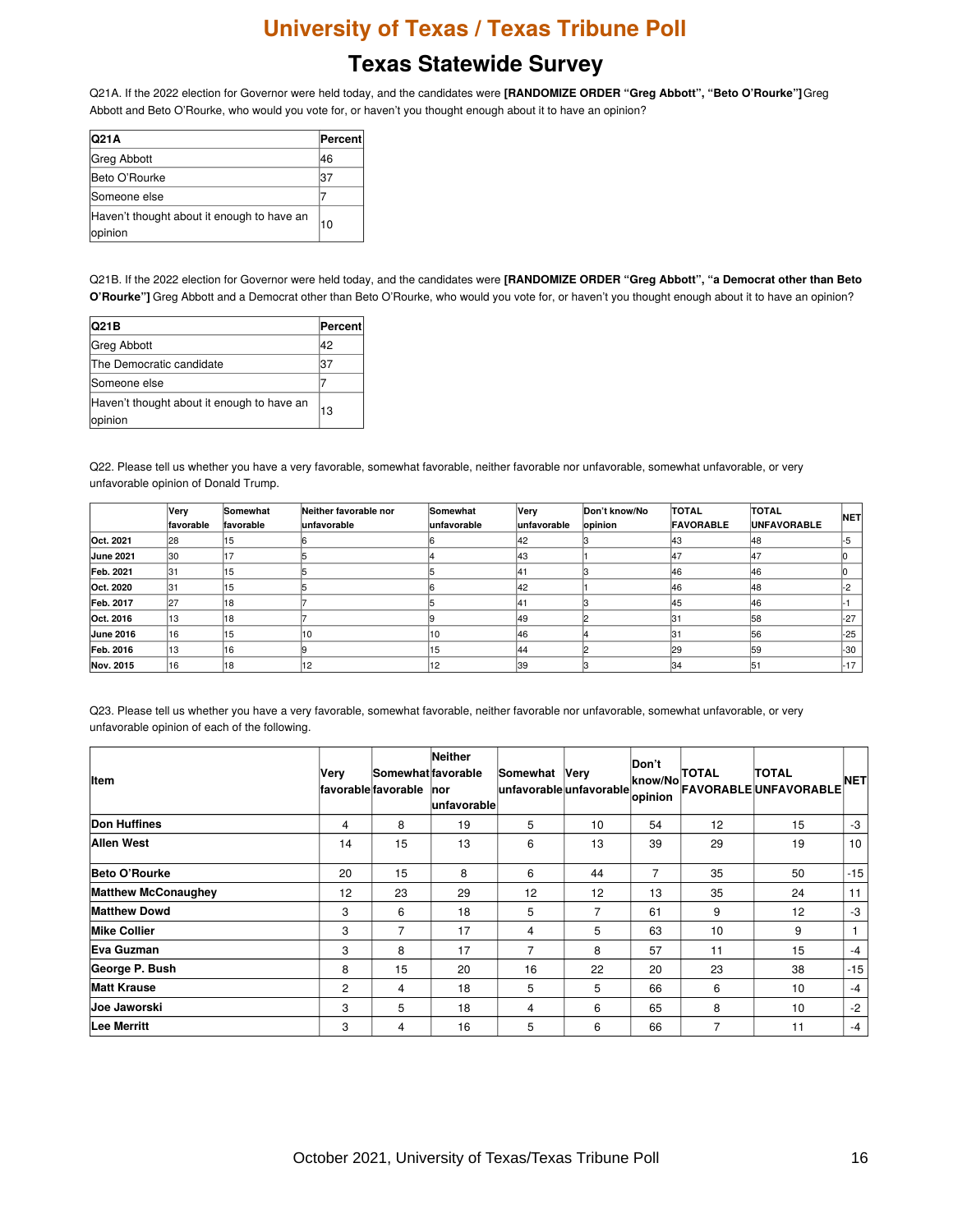# University of Texas / Texas Tribune Poll

## Texas Statewide Survey

Q21A. If the 2022 election for Governor were held today, and the candidates were **[RANDOMIZE ORDER "Greg Abbott", "Beto O'Rourke"]** Greg Abbott and Beto O'Rourke, who would you vote for, or haven't you thought enough about it to have an opinion?

| Q21A | Percent |
|---|---|
| Greg Abbott | 46 |
| Beto O'Rourke | 37 |
| Someone else | 7 |
| Haven't thought about it enough to have an opinion | 10 |

Q21B. If the 2022 election for Governor were held today, and the candidates were **[RANDOMIZE ORDER "Greg Abbott", "a Democrat other than Beto O'Rourke"]** Greg Abbott and a Democrat other than Beto O'Rourke, who would you vote for, or haven't you thought enough about it to have an opinion?

| Q21B | Percent |
|---|---|
| Greg Abbott | 42 |
| The Democratic candidate | 37 |
| Someone else | 7 |
| Haven't thought about it enough to have an opinion | 13 |

Q22. Please tell us whether you have a very favorable, somewhat favorable, neither favorable nor unfavorable, somewhat unfavorable, or very unfavorable opinion of Donald Trump.

| | Very favorable | Somewhat favorable | Neither favorable nor unfavorable | Somewhat unfavorable | Very unfavorable | Don't know/No opinion | TOTAL FAVORABLE | TOTAL UNFAVORABLE | NET |
|---|---|---|---|---|---|---|---|---|---|
| **Oct. 2021** | 28 | 15 | 6 | 6 | 42 | 3 | 43 | 48 | -5 |
| **June 2021** | 30 | 17 | 5 | 4 | 43 | 1 | 47 | 47 | 0 |
| **Feb. 2021** | 31 | 15 | 5 | 5 | 41 | 3 | 46 | 46 | 0 |
| **Oct. 2020** | 31 | 15 | 5 | 6 | 42 | 1 | 46 | 48 | -2 |
| **Feb. 2017** | 27 | 18 | 7 | 5 | 41 | 3 | 45 | 46 | -1 |
| **Oct. 2016** | 13 | 18 | 7 | 9 | 49 | 2 | 31 | 58 | -27 |
| **June 2016** | 16 | 15 | 10 | 10 | 46 | 4 | 31 | 56 | -25 |
| **Feb. 2016** | 13 | 16 | 9 | 15 | 44 | 2 | 29 | 59 | -30 |
| **Nov. 2015** | 16 | 18 | 12 | 12 | 39 | 3 | 34 | 51 | -17 |

Q23. Please tell us whether you have a very favorable, somewhat favorable, neither favorable nor unfavorable, somewhat unfavorable, or very unfavorable opinion of each of the following.

| Item | Very favorable | Somewhat favorable | Neither favorable nor unfavorable | Somewhat unfavorable | Very unfavorable | Don't know/No opinion | TOTAL FAVORABLE | TOTAL UNFAVORABLE | NET |
|---|---|---|---|---|---|---|---|---|---|
| **Don Huffines** | 4 | 8 | 19 | 5 | 10 | 54 | 12 | 15 | -3 |
| **Allen West** | 14 | 15 | 13 | 6 | 13 | 39 | 29 | 19 | 10 |
| **Beto O'Rourke** | 20 | 15 | 8 | 6 | 44 | 7 | 35 | 50 | -15 |
| **Matthew McConaughey** | 12 | 23 | 29 | 12 | 12 | 13 | 35 | 24 | 11 |
| **Matthew Dowd** | 3 | 6 | 18 | 5 | 7 | 61 | 9 | 12 | -3 |
| **Mike Collier** | 3 | 7 | 17 | 4 | 5 | 63 | 10 | 9 | 1 |
| **Eva Guzman** | 3 | 8 | 17 | 7 | 8 | 57 | 11 | 15 | -4 |
| **George P. Bush** | 8 | 15 | 20 | 16 | 22 | 20 | 23 | 38 | -15 |
| **Matt Krause** | 2 | 4 | 18 | 5 | 5 | 66 | 6 | 10 | -4 |
| **Joe Jaworski** | 3 | 5 | 18 | 4 | 6 | 65 | 8 | 10 | -2 |
| **Lee Merritt** | 3 | 4 | 16 | 5 | 6 | 66 | 7 | 11 | -4 |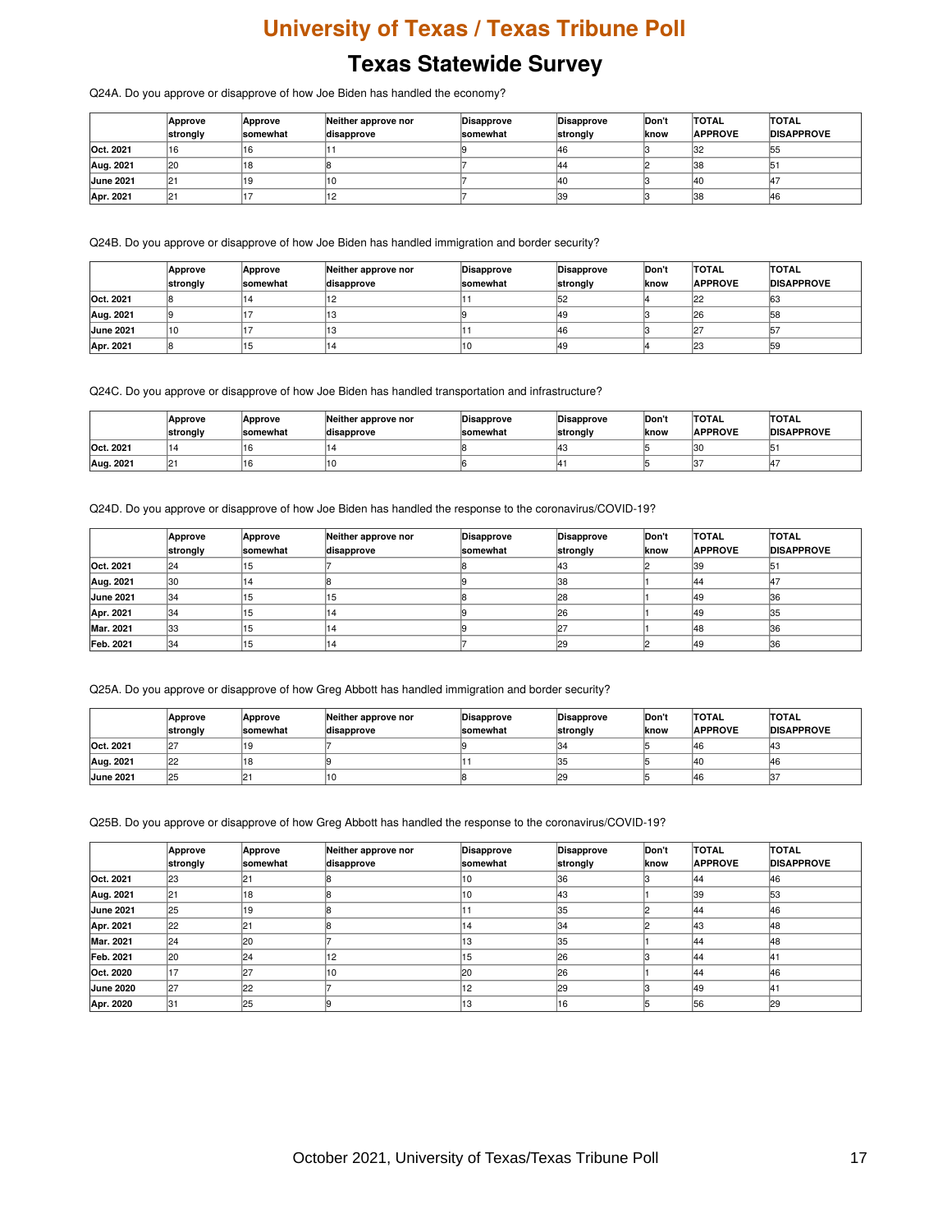# University of Texas / Texas Tribune Poll

## Texas Statewide Survey

Q24A. Do you approve or disapprove of how Joe Biden has handled the economy?

| | Approve strongly | Approve somewhat | Neither approve nor disapprove | Disapprove somewhat | Disapprove strongly | Don't know | TOTAL APPROVE | TOTAL DISAPPROVE |
|---|---|---|---|---|---|---|---|---|
| **Oct. 2021** | 16 | 16 | 11 | 9 | 46 | 3 | 32 | 55 |
| **Aug. 2021** | 20 | 18 | 8 | 7 | 44 | 2 | 38 | 51 |
| **June 2021** | 21 | 19 | 10 | 7 | 40 | 3 | 40 | 47 |
| **Apr. 2021** | 21 | 17 | 12 | 7 | 39 | 3 | 38 | 46 |

Q24B. Do you approve or disapprove of how Joe Biden has handled immigration and border security?

| | Approve strongly | Approve somewhat | Neither approve nor disapprove | Disapprove somewhat | Disapprove strongly | Don't know | TOTAL APPROVE | TOTAL DISAPPROVE |
|---|---|---|---|---|---|---|---|---|
| **Oct. 2021** | 8 | 14 | 12 | 11 | 52 | 4 | 22 | 63 |
| **Aug. 2021** | 9 | 17 | 13 | 9 | 49 | 3 | 26 | 58 |
| **June 2021** | 10 | 17 | 13 | 11 | 46 | 3 | 27 | 57 |
| **Apr. 2021** | 8 | 15 | 14 | 10 | 49 | 4 | 23 | 59 |

Q24C. Do you approve or disapprove of how Joe Biden has handled transportation and infrastructure?

| | Approve strongly | Approve somewhat | Neither approve nor disapprove | Disapprove somewhat | Disapprove strongly | Don't know | TOTAL APPROVE | TOTAL DISAPPROVE |
|---|---|---|---|---|---|---|---|---|
| **Oct. 2021** | 14 | 16 | 14 | 8 | 43 | 5 | 30 | 51 |
| **Aug. 2021** | 21 | 16 | 10 | 6 | 41 | 5 | 37 | 47 |

Q24D. Do you approve or disapprove of how Joe Biden has handled the response to the coronavirus/COVID-19?

| | Approve strongly | Approve somewhat | Neither approve nor disapprove | Disapprove somewhat | Disapprove strongly | Don't know | TOTAL APPROVE | TOTAL DISAPPROVE |
|---|---|---|---|---|---|---|---|---|
| **Oct. 2021** | 24 | 15 | 7 | 8 | 43 | 2 | 39 | 51 |
| **Aug. 2021** | 30 | 14 | 8 | 9 | 38 | 1 | 44 | 47 |
| **June 2021** | 34 | 15 | 15 | 8 | 28 | 1 | 49 | 36 |
| **Apr. 2021** | 34 | 15 | 14 | 9 | 26 | 1 | 49 | 35 |
| **Mar. 2021** | 33 | 15 | 14 | 9 | 27 | 1 | 48 | 36 |
| **Feb. 2021** | 34 | 15 | 14 | 7 | 29 | 2 | 49 | 36 |

Q25A. Do you approve or disapprove of how Greg Abbott has handled immigration and border security?

| | Approve strongly | Approve somewhat | Neither approve nor disapprove | Disapprove somewhat | Disapprove strongly | Don't know | TOTAL APPROVE | TOTAL DISAPPROVE |
|---|---|---|---|---|---|---|---|---|
| **Oct. 2021** | 27 | 19 | 7 | 9 | 34 | 5 | 46 | 43 |
| **Aug. 2021** | 22 | 18 | 9 | 11 | 35 | 5 | 40 | 46 |
| **June 2021** | 25 | 21 | 10 | 8 | 29 | 5 | 46 | 37 |

Q25B. Do you approve or disapprove of how Greg Abbott has handled the response to the coronavirus/COVID-19?

| | Approve strongly | Approve somewhat | Neither approve nor disapprove | Disapprove somewhat | Disapprove strongly | Don't know | TOTAL APPROVE | TOTAL DISAPPROVE |
|---|---|---|---|---|---|---|---|---|
| **Oct. 2021** | 23 | 21 | 8 | 10 | 36 | 3 | 44 | 46 |
| **Aug. 2021** | 21 | 18 | 8 | 10 | 43 | 1 | 39 | 53 |
| **June 2021** | 25 | 19 | 8 | 11 | 35 | 2 | 44 | 46 |
| **Apr. 2021** | 22 | 21 | 8 | 14 | 34 | 2 | 43 | 48 |
| **Mar. 2021** | 24 | 20 | 7 | 13 | 35 | 1 | 44 | 48 |
| **Feb. 2021** | 20 | 24 | 12 | 15 | 26 | 3 | 44 | 41 |
| **Oct. 2020** | 17 | 27 | 10 | 20 | 26 | 1 | 44 | 46 |
| **June 2020** | 27 | 22 | 7 | 12 | 29 | 3 | 49 | 41 |
| **Apr. 2020** | 31 | 25 | 9 | 13 | 16 | 5 | 56 | 29 |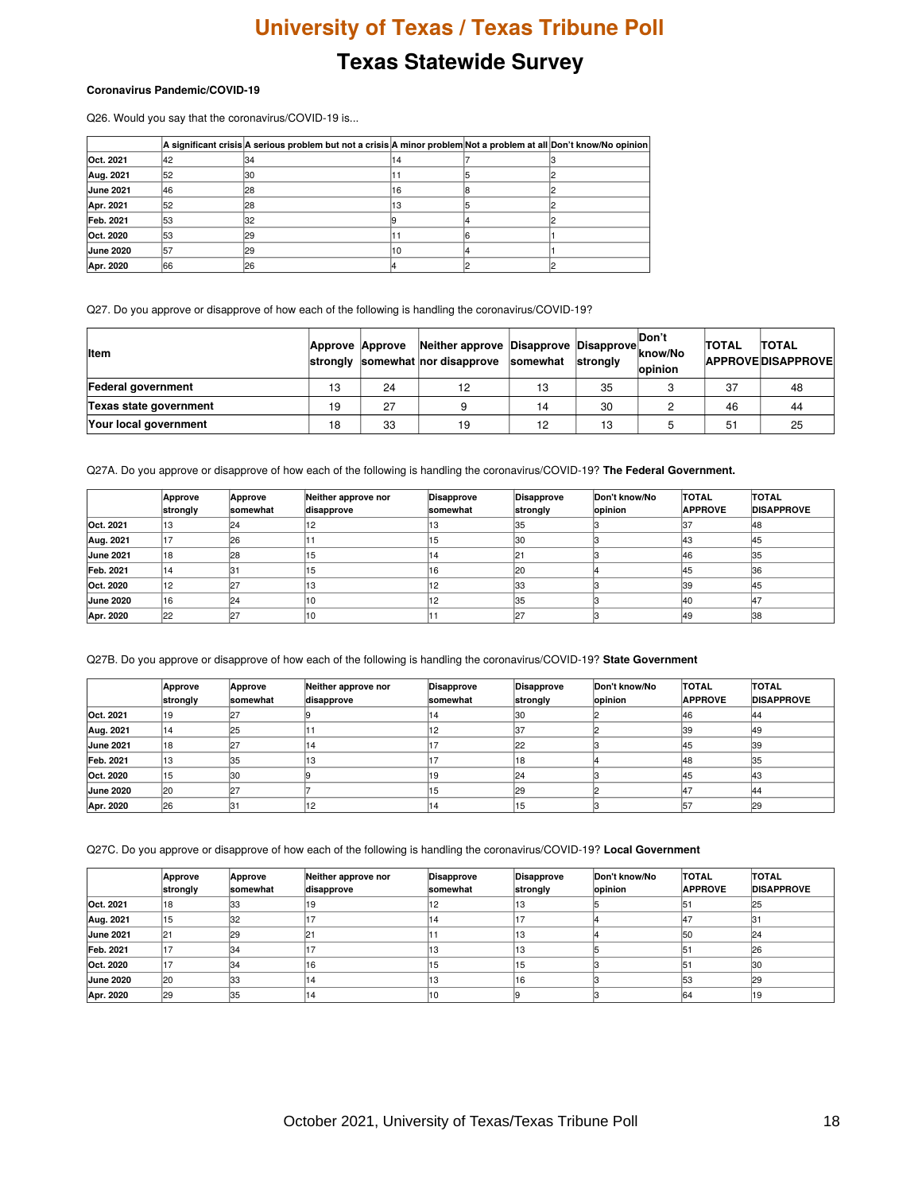# University of Texas / Texas Tribune Poll

## Texas Statewide Survey

**Coronavirus Pandemic/COVID-19**

Q26. Would you say that the coronavirus/COVID-19 is...

| | A significant crisis | A serious problem but not a crisis | A minor problem | Not a problem at all | Don't know/No opinion |
|---|---|---|---|---|---|
| **Oct. 2021** | 42 | 34 | 14 | 7 | 3 |
| **Aug. 2021** | 52 | 30 | 11 | 5 | 2 |
| **June 2021** | 46 | 28 | 16 | 8 | 2 |
| **Apr. 2021** | 52 | 28 | 13 | 5 | 2 |
| **Feb. 2021** | 53 | 32 | 9 | 4 | 2 |
| **Oct. 2020** | 53 | 29 | 11 | 6 | 1 |
| **June 2020** | 57 | 29 | 10 | 4 | 1 |
| **Apr. 2020** | 66 | 26 | 4 | 2 | 2 |

Q27. Do you approve or disapprove of how each of the following is handling the coronavirus/COVID-19?

| Item | Approve strongly | Approve somewhat | Neither approve nor disapprove | Disapprove somewhat | Disapprove strongly | Don't know/No opinion | TOTAL APPROVE | TOTAL DISAPPROVE |
|---|---|---|---|---|---|---|---|---|
| **Federal government** | 13 | 24 | 12 | 13 | 35 | 3 | 37 | 48 |
| **Texas state government** | 19 | 27 | 9 | 14 | 30 | 2 | 46 | 44 |
| **Your local government** | 18 | 33 | 19 | 12 | 13 | 5 | 51 | 25 |

Q27A. Do you approve or disapprove of how each of the following is handling the coronavirus/COVID-19? **The Federal Government.**

| | Approve strongly | Approve somewhat | Neither approve nor disapprove | Disapprove somewhat | Disapprove strongly | Don't know/No opinion | TOTAL APPROVE | TOTAL DISAPPROVE |
|---|---|---|---|---|---|---|---|---|
| **Oct. 2021** | 13 | 24 | 12 | 13 | 35 | 3 | 37 | 48 |
| **Aug. 2021** | 17 | 26 | 11 | 15 | 30 | 3 | 43 | 45 |
| **June 2021** | 18 | 28 | 15 | 14 | 21 | 3 | 46 | 35 |
| **Feb. 2021** | 14 | 31 | 15 | 16 | 20 | 4 | 45 | 36 |
| **Oct. 2020** | 12 | 27 | 13 | 12 | 33 | 3 | 39 | 45 |
| **June 2020** | 16 | 24 | 10 | 12 | 35 | 3 | 40 | 47 |
| **Apr. 2020** | 22 | 27 | 10 | 11 | 27 | 3 | 49 | 38 |

Q27B. Do you approve or disapprove of how each of the following is handling the coronavirus/COVID-19? **State Government**

| | Approve strongly | Approve somewhat | Neither approve nor disapprove | Disapprove somewhat | Disapprove strongly | Don't know/No opinion | TOTAL APPROVE | TOTAL DISAPPROVE |
|---|---|---|---|---|---|---|---|---|
| **Oct. 2021** | 19 | 27 | 9 | 14 | 30 | 2 | 46 | 44 |
| **Aug. 2021** | 14 | 25 | 11 | 12 | 37 | 2 | 39 | 49 |
| **June 2021** | 18 | 27 | 14 | 17 | 22 | 3 | 45 | 39 |
| **Feb. 2021** | 13 | 35 | 13 | 17 | 18 | 4 | 48 | 35 |
| **Oct. 2020** | 15 | 30 | 9 | 19 | 24 | 3 | 45 | 43 |
| **June 2020** | 20 | 27 | 7 | 15 | 29 | 2 | 47 | 44 |
| **Apr. 2020** | 26 | 31 | 12 | 14 | 15 | 3 | 57 | 29 |

Q27C. Do you approve or disapprove of how each of the following is handling the coronavirus/COVID-19? **Local Government**

| | Approve strongly | Approve somewhat | Neither approve nor disapprove | Disapprove somewhat | Disapprove strongly | Don't know/No opinion | TOTAL APPROVE | TOTAL DISAPPROVE |
|---|---|---|---|---|---|---|---|---|
| **Oct. 2021** | 18 | 33 | 19 | 12 | 13 | 5 | 51 | 25 |
| **Aug. 2021** | 15 | 32 | 17 | 14 | 17 | 4 | 47 | 31 |
| **June 2021** | 21 | 29 | 21 | 11 | 13 | 4 | 50 | 24 |
| **Feb. 2021** | 17 | 34 | 17 | 13 | 13 | 5 | 51 | 26 |
| **Oct. 2020** | 17 | 34 | 16 | 15 | 15 | 3 | 51 | 30 |
| **June 2020** | 20 | 33 | 14 | 13 | 16 | 3 | 53 | 29 |
| **Apr. 2020** | 29 | 35 | 14 | 10 | 9 | 3 | 64 | 19 |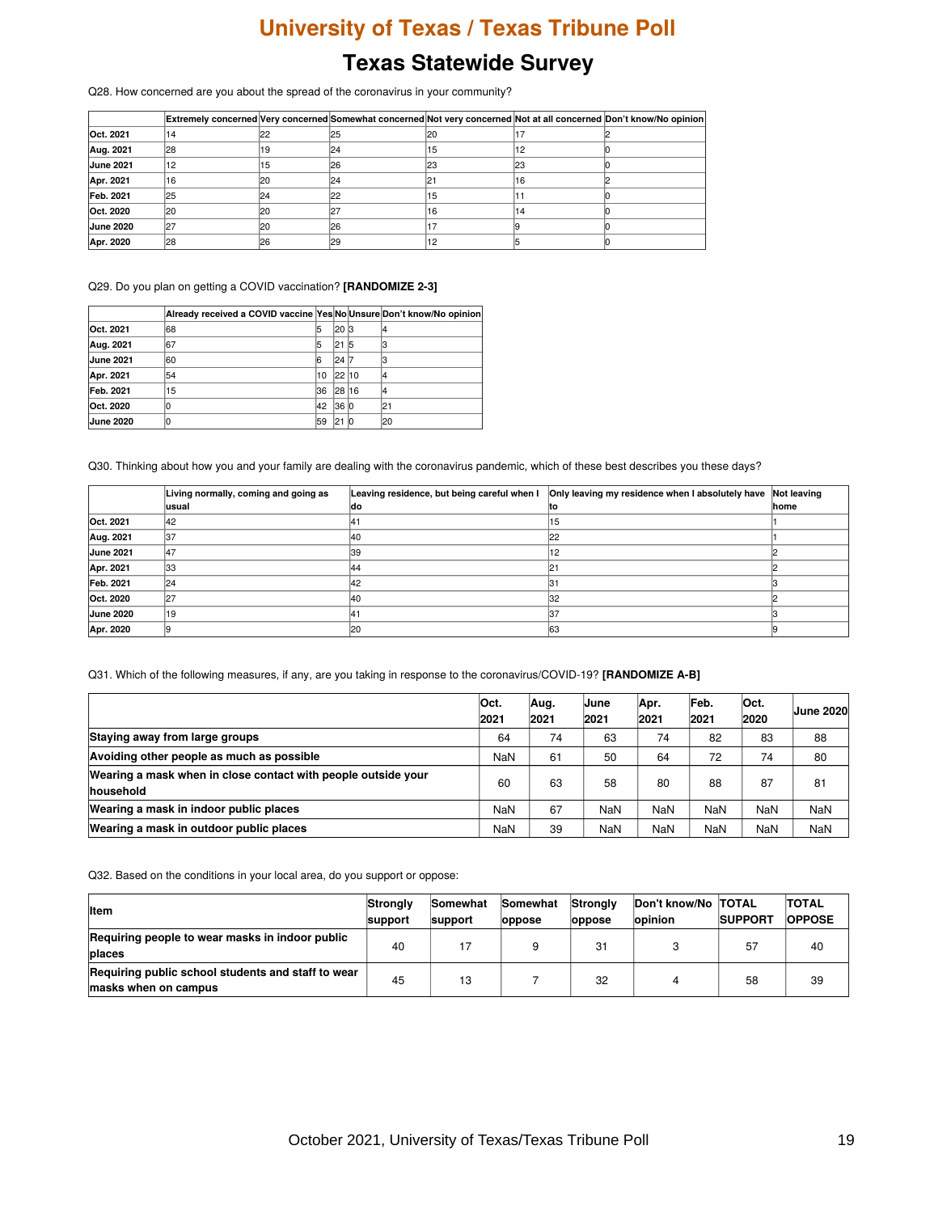# University of Texas / Texas Tribune Poll

## Texas Statewide Survey

Q28. How concerned are you about the spread of the coronavirus in your community?

| | Extremely concerned | Very concerned | Somewhat concerned | Not very concerned | Not at all concerned | Don't know/No opinion |
|---|---|---|---|---|---|---|
| **Oct. 2021** | 14 | 22 | 25 | 20 | 17 | 2 |
| **Aug. 2021** | 28 | 19 | 24 | 15 | 12 | 0 |
| **June 2021** | 12 | 15 | 26 | 23 | 23 | 0 |
| **Apr. 2021** | 16 | 20 | 24 | 21 | 16 | 2 |
| **Feb. 2021** | 25 | 24 | 22 | 15 | 11 | 0 |
| **Oct. 2020** | 20 | 20 | 27 | 16 | 14 | 0 |
| **June 2020** | 27 | 20 | 26 | 17 | 9 | 0 |
| **Apr. 2020** | 28 | 26 | 29 | 12 | 5 | 0 |

Q29. Do you plan on getting a COVID vaccination? **[RANDOMIZE 2-3]**

| | Already received a COVID vaccine | Yes | No | Unsure | Don't know/No opinion |
|---|---|---|---|---|---|
| **Oct. 2021** | 68 | 5 | 20 | 3 | 4 |
| **Aug. 2021** | 67 | 5 | 21 | 5 | 3 |
| **June 2021** | 60 | 6 | 24 | 7 | 3 |
| **Apr. 2021** | 54 | 10 | 22 | 10 | 4 |
| **Feb. 2021** | 15 | 36 | 28 | 16 | 4 |
| **Oct. 2020** | 0 | 42 | 36 | 0 | 21 |
| **June 2020** | 0 | 59 | 21 | 0 | 20 |

Q30. Thinking about how you and your family are dealing with the coronavirus pandemic, which of these best describes you these days?

| | Living normally, coming and going as usual | Leaving residence, but being careful when I do | Only leaving my residence when I absolutely have to | Not leaving home |
|---|---|---|---|---|
| **Oct. 2021** | 42 | 41 | 15 | 1 |
| **Aug. 2021** | 37 | 40 | 22 | 1 |
| **June 2021** | 47 | 39 | 12 | 2 |
| **Apr. 2021** | 33 | 44 | 21 | 2 |
| **Feb. 2021** | 24 | 42 | 31 | 3 |
| **Oct. 2020** | 27 | 40 | 32 | 2 |
| **June 2020** | 19 | 41 | 37 | 3 |
| **Apr. 2020** | 9 | 20 | 63 | 9 |

Q31. Which of the following measures, if any, are you taking in response to the coronavirus/COVID-19? **[RANDOMIZE A-B]**

| | Oct. 2021 | Aug. 2021 | June 2021 | Apr. 2021 | Feb. 2021 | Oct. 2020 | June 2020 |
|---|---|---|---|---|---|---|---|
| **Staying away from large groups** | 64 | 74 | 63 | 74 | 82 | 83 | 88 |
| **Avoiding other people as much as possible** | NaN | 61 | 50 | 64 | 72 | 74 | 80 |
| **Wearing a mask when in close contact with people outside your household** | 60 | 63 | 58 | 80 | 88 | 87 | 81 |
| **Wearing a mask in indoor public places** | NaN | 67 | NaN | NaN | NaN | NaN | NaN |
| **Wearing a mask in outdoor public places** | NaN | 39 | NaN | NaN | NaN | NaN | NaN |

Q32. Based on the conditions in your local area, do you support or oppose:

| Item | Strongly support | Somewhat support | Somewhat oppose | Strongly oppose | Don't know/No opinion | TOTAL SUPPORT | TOTAL OPPOSE |
|---|---|---|---|---|---|---|---|
| **Requiring people to wear masks in indoor public places** | 40 | 17 | 9 | 31 | 3 | 57 | 40 |
| **Requiring public school students and staff to wear masks when on campus** | 45 | 13 | 7 | 32 | 4 | 58 | 39 |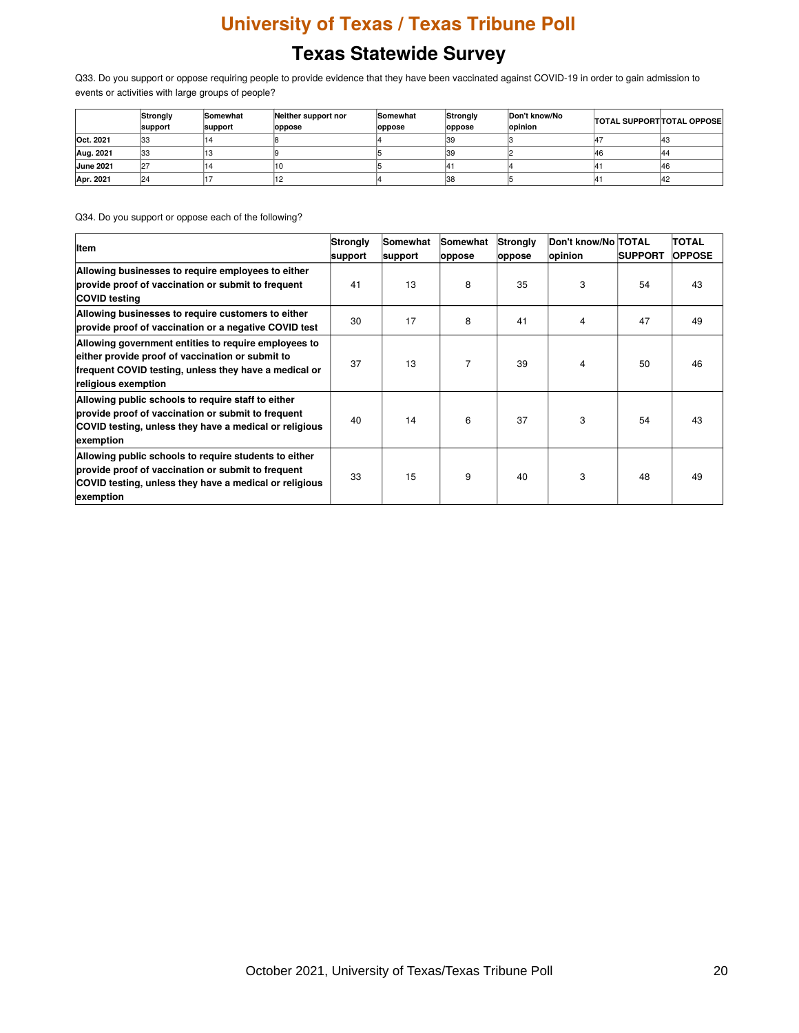# University of Texas / Texas Tribune Poll

## Texas Statewide Survey

Q33. Do you support or oppose requiring people to provide evidence that they have been vaccinated against COVID-19 in order to gain admission to events or activities with large groups of people?

| | Strongly support | Somewhat support | Neither support nor oppose | Somewhat oppose | Strongly oppose | Don't know/No opinion | TOTAL SUPPORT | TOTAL OPPOSE |
|---|---|---|---|---|---|---|---|---|
| **Oct. 2021** | 33 | 14 | 8 | 4 | 39 | 3 | 47 | 43 |
| **Aug. 2021** | 33 | 13 | 9 | 5 | 39 | 2 | 46 | 44 |
| **June 2021** | 27 | 14 | 10 | 5 | 41 | 4 | 41 | 46 |
| **Apr. 2021** | 24 | 17 | 12 | 4 | 38 | 5 | 41 | 42 |

Q34. Do you support or oppose each of the following?

| Item | Strongly support | Somewhat support | Somewhat oppose | Strongly oppose | Don't know/No opinion | TOTAL SUPPORT | TOTAL OPPOSE |
|---|---|---|---|---|---|---|---|
| **Allowing businesses to require employees to either provide proof of vaccination or submit to frequent COVID testing** | 41 | 13 | 8 | 35 | 3 | 54 | 43 |
| **Allowing businesses to require customers to either provide proof of vaccination or a negative COVID test** | 30 | 17 | 8 | 41 | 4 | 47 | 49 |
| **Allowing government entities to require employees to either provide proof of vaccination or submit to frequent COVID testing, unless they have a medical or religious exemption** | 37 | 13 | 7 | 39 | 4 | 50 | 46 |
| **Allowing public schools to require staff to either provide proof of vaccination or submit to frequent COVID testing, unless they have a medical or religious exemption** | 40 | 14 | 6 | 37 | 3 | 54 | 43 |
| **Allowing public schools to require students to either provide proof of vaccination or submit to frequent COVID testing, unless they have a medical or religious exemption** | 33 | 15 | 9 | 40 | 3 | 48 | 49 |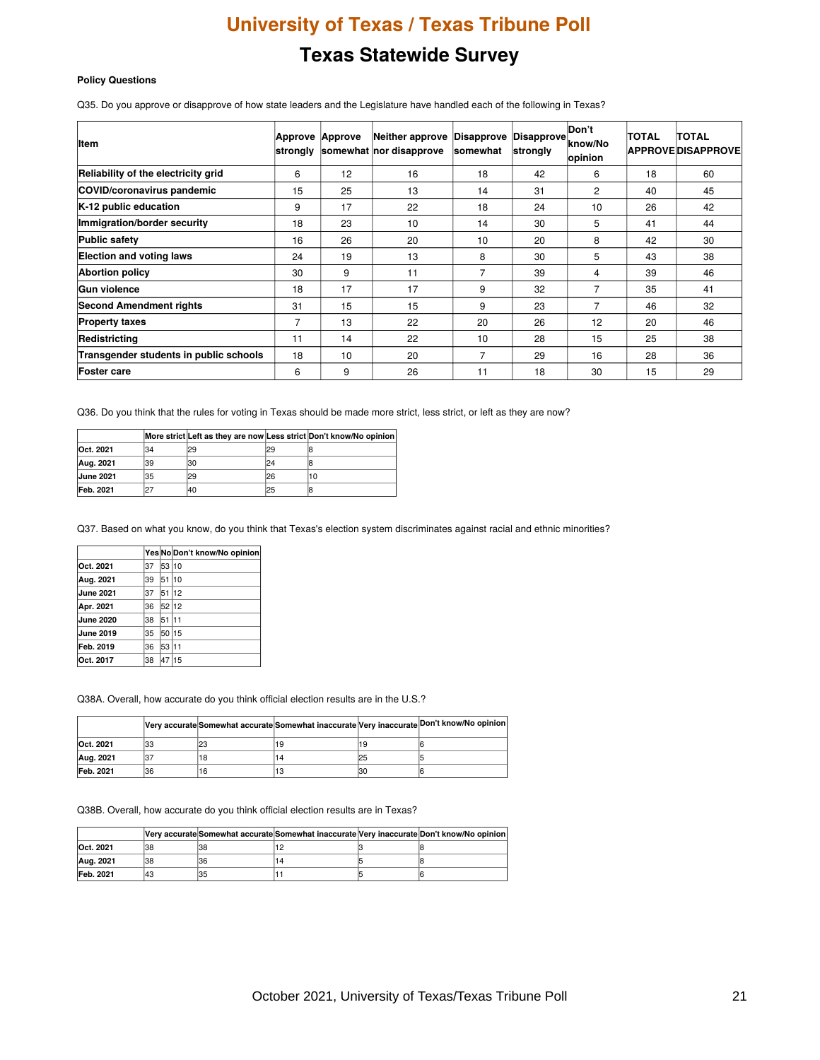# University of Texas / Texas Tribune Poll

## Texas Statewide Survey

**Policy Questions**

Q35. Do you approve or disapprove of how state leaders and the Legislature have handled each of the following in Texas?

| Item | Approve strongly | Approve somewhat | Neither approve nor disapprove | Disapprove somewhat | Disapprove strongly | Don't know/No opinion | TOTAL APPROVE | TOTAL DISAPPROVE |
|---|---|---|---|---|---|---|---|---|
| **Reliability of the electricity grid** | 6 | 12 | 16 | 18 | 42 | 6 | 18 | 60 |
| **COVID/coronavirus pandemic** | 15 | 25 | 13 | 14 | 31 | 2 | 40 | 45 |
| **K-12 public education** | 9 | 17 | 22 | 18 | 24 | 10 | 26 | 42 |
| **Immigration/border security** | 18 | 23 | 10 | 14 | 30 | 5 | 41 | 44 |
| **Public safety** | 16 | 26 | 20 | 10 | 20 | 8 | 42 | 30 |
| **Election and voting laws** | 24 | 19 | 13 | 8 | 30 | 5 | 43 | 38 |
| **Abortion policy** | 30 | 9 | 11 | 7 | 39 | 4 | 39 | 46 |
| **Gun violence** | 18 | 17 | 17 | 9 | 32 | 7 | 35 | 41 |
| **Second Amendment rights** | 31 | 15 | 15 | 9 | 23 | 7 | 46 | 32 |
| **Property taxes** | 7 | 13 | 22 | 20 | 26 | 12 | 20 | 46 |
| **Redistricting** | 11 | 14 | 22 | 10 | 28 | 15 | 25 | 38 |
| **Transgender students in public schools** | 18 | 10 | 20 | 7 | 29 | 16 | 28 | 36 |
| **Foster care** | 6 | 9 | 26 | 11 | 18 | 30 | 15 | 29 |

Q36. Do you think that the rules for voting in Texas should be made more strict, less strict, or left as they are now?

| | More strict | Left as they are now | Less strict | Don't know/No opinion |
|---|---|---|---|---|
| **Oct. 2021** | 34 | 29 | 29 | 8 |
| **Aug. 2021** | 39 | 30 | 24 | 8 |
| **June 2021** | 35 | 29 | 26 | 10 |
| **Feb. 2021** | 27 | 40 | 25 | 8 |

Q37. Based on what you know, do you think that Texas's election system discriminates against racial and ethnic minorities?

| | Yes | No | Don't know/No opinion |
|---|---|---|---|
| **Oct. 2021** | 37 | 53 | 10 |
| **Aug. 2021** | 39 | 51 | 10 |
| **June 2021** | 37 | 51 | 12 |
| **Apr. 2021** | 36 | 52 | 12 |
| **June 2020** | 38 | 51 | 11 |
| **June 2019** | 35 | 50 | 15 |
| **Feb. 2019** | 36 | 53 | 11 |
| **Oct. 2017** | 38 | 47 | 15 |

Q38A. Overall, how accurate do you think official election results are in the U.S.?

| | Very accurate | Somewhat accurate | Somewhat inaccurate | Very inaccurate | Don't know/No opinion |
|---|---|---|---|---|---|
| **Oct. 2021** | 33 | 23 | 19 | 19 | 6 |
| **Aug. 2021** | 37 | 18 | 14 | 25 | 5 |
| **Feb. 2021** | 36 | 16 | 13 | 30 | 6 |

Q38B. Overall, how accurate do you think official election results are in Texas?

| | Very accurate | Somewhat accurate | Somewhat inaccurate | Very inaccurate | Don't know/No opinion |
|---|---|---|---|---|---|
| **Oct. 2021** | 38 | 38 | 12 | 3 | 8 |
| **Aug. 2021** | 38 | 36 | 14 | 5 | 8 |
| **Feb. 2021** | 43 | 35 | 11 | 5 | 6 |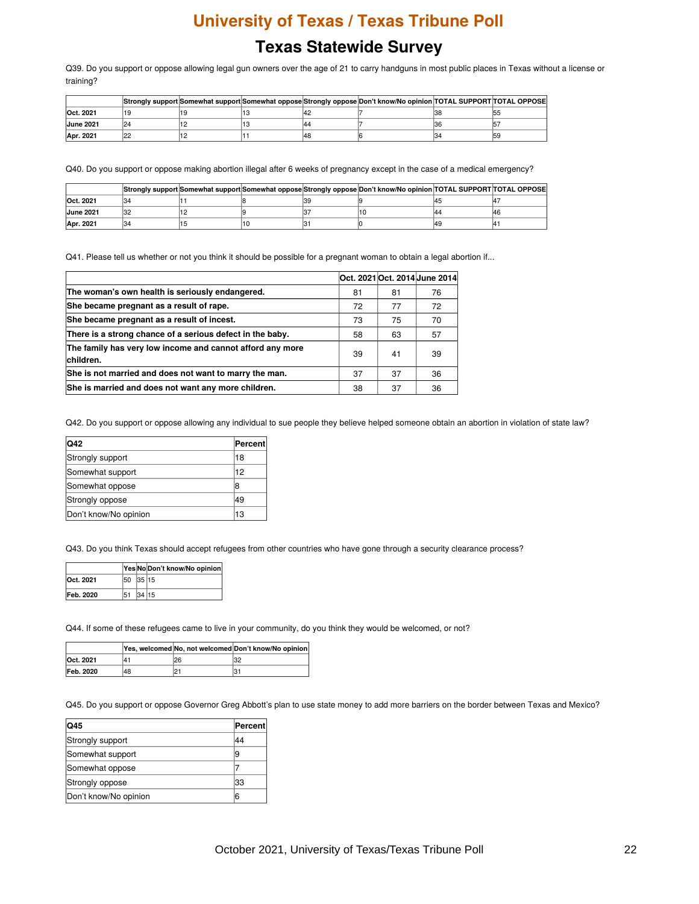# University of Texas / Texas Tribune Poll

## Texas Statewide Survey

Q39. Do you support or oppose allowing legal gun owners over the age of 21 to carry handguns in most public places in Texas without a license or training?

| | Strongly support | Somewhat support | Somewhat oppose | Strongly oppose | Don't know/No opinion | TOTAL SUPPORT | TOTAL OPPOSE |
|---|---|---|---|---|---|---|---|
| **Oct. 2021** | 19 | 19 | 13 | 42 | 7 | 38 | 55 |
| **June 2021** | 24 | 12 | 13 | 44 | 7 | 36 | 57 |
| **Apr. 2021** | 22 | 12 | 11 | 48 | 6 | 34 | 59 |

Q40. Do you support or oppose making abortion illegal after 6 weeks of pregnancy except in the case of a medical emergency?

| | Strongly support | Somewhat support | Somewhat oppose | Strongly oppose | Don't know/No opinion | TOTAL SUPPORT | TOTAL OPPOSE |
|---|---|---|---|---|---|---|---|
| **Oct. 2021** | 34 | 11 | 8 | 39 | 9 | 45 | 47 |
| **June 2021** | 32 | 12 | 9 | 37 | 10 | 44 | 46 |
| **Apr. 2021** | 34 | 15 | 10 | 31 | 0 | 49 | 41 |

Q41. Please tell us whether or not you think it should be possible for a pregnant woman to obtain a legal abortion if...

| | Oct. 2021 | Oct. 2014 | June 2014 |
|---|---|---|---|
| **The woman's own health is seriously endangered.** | 81 | 81 | 76 |
| **She became pregnant as a result of rape.** | 72 | 77 | 72 |
| **She became pregnant as a result of incest.** | 73 | 75 | 70 |
| **There is a strong chance of a serious defect in the baby.** | 58 | 63 | 57 |
| **The family has very low income and cannot afford any more children.** | 39 | 41 | 39 |
| **She is not married and does not want to marry the man.** | 37 | 37 | 36 |
| **She is married and does not want any more children.** | 38 | 37 | 36 |

Q42. Do you support or oppose allowing any individual to sue people they believe helped someone obtain an abortion in violation of state law?

| Q42 | Percent |
|---|---|
| Strongly support | 18 |
| Somewhat support | 12 |
| Somewhat oppose | 8 |
| Strongly oppose | 49 |
| Don't know/No opinion | 13 |

Q43. Do you think Texas should accept refugees from other countries who have gone through a security clearance process?

| | Yes | No | Don't know/No opinion |
|---|---|---|---|
| **Oct. 2021** | 50 | 35 | 15 |
| **Feb. 2020** | 51 | 34 | 15 |

Q44. If some of these refugees came to live in your community, do you think they would be welcomed, or not?

| | Yes, welcomed | No, not welcomed | Don't know/No opinion |
|---|---|---|---|
| **Oct. 2021** | 41 | 26 | 32 |
| **Feb. 2020** | 48 | 21 | 31 |

Q45. Do you support or oppose Governor Greg Abbott's plan to use state money to add more barriers on the border between Texas and Mexico?

| Q45 | Percent |
|---|---|
| Strongly support | 44 |
| Somewhat support | 9 |
| Somewhat oppose | 7 |
| Strongly oppose | 33 |
| Don't know/No opinion | 6 |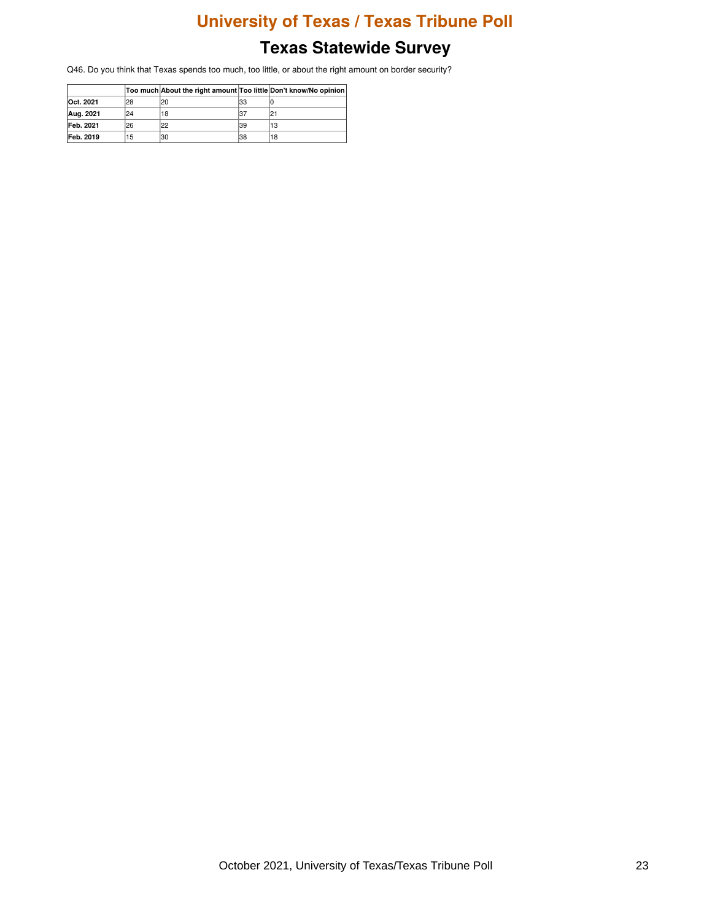# University of Texas / Texas Tribune Poll

## Texas Statewide Survey

Q46. Do you think that Texas spends too much, too little, or about the right amount on border security?

| | Too much | About the right amount | Too little | Don't know/No opinion |
|---|---|---|---|---|
| **Oct. 2021** | 28 | 20 | 33 | 0 |
| **Aug. 2021** | 24 | 18 | 37 | 21 |
| **Feb. 2021** | 26 | 22 | 39 | 13 |
| **Feb. 2019** | 15 | 30 | 38 | 18 |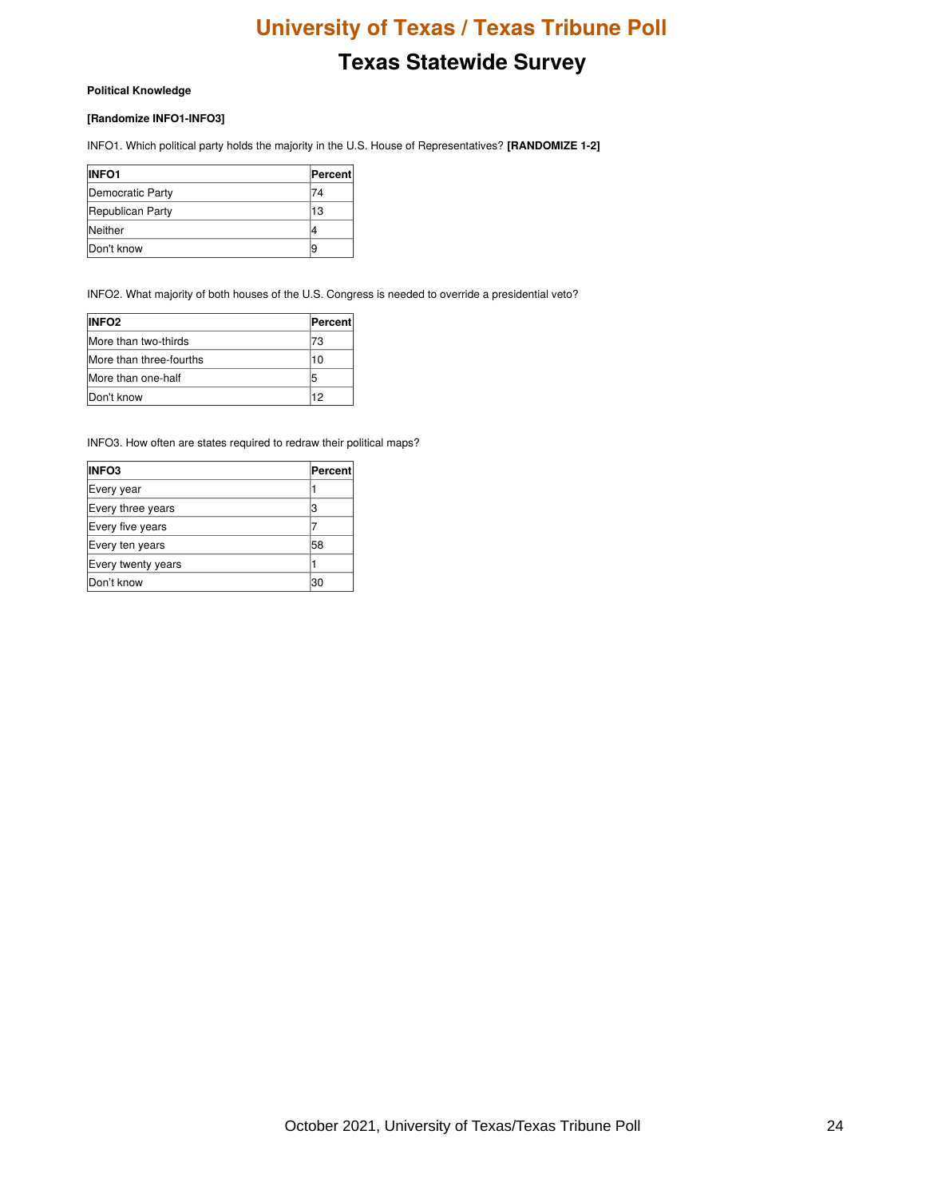# University of Texas / Texas Tribune Poll

## Texas Statewide Survey

**Political Knowledge**

**[Randomize INFO1-INFO3]**

INFO1. Which political party holds the majority in the U.S. House of Representatives? **[RANDOMIZE 1-2]**

| INFO1 | Percent |
|---|---|
| Democratic Party | 74 |
| Republican Party | 13 |
| Neither | 4 |
| Don't know | 9 |

INFO2. What majority of both houses of the U.S. Congress is needed to override a presidential veto?

| INFO2 | Percent |
|---|---|
| More than two-thirds | 73 |
| More than three-fourths | 10 |
| More than one-half | 5 |
| Don't know | 12 |

INFO3. How often are states required to redraw their political maps?

| INFO3 | Percent |
|---|---|
| Every year | 1 |
| Every three years | 3 |
| Every five years | 7 |
| Every ten years | 58 |
| Every twenty years | 1 |
| Don't know | 30 |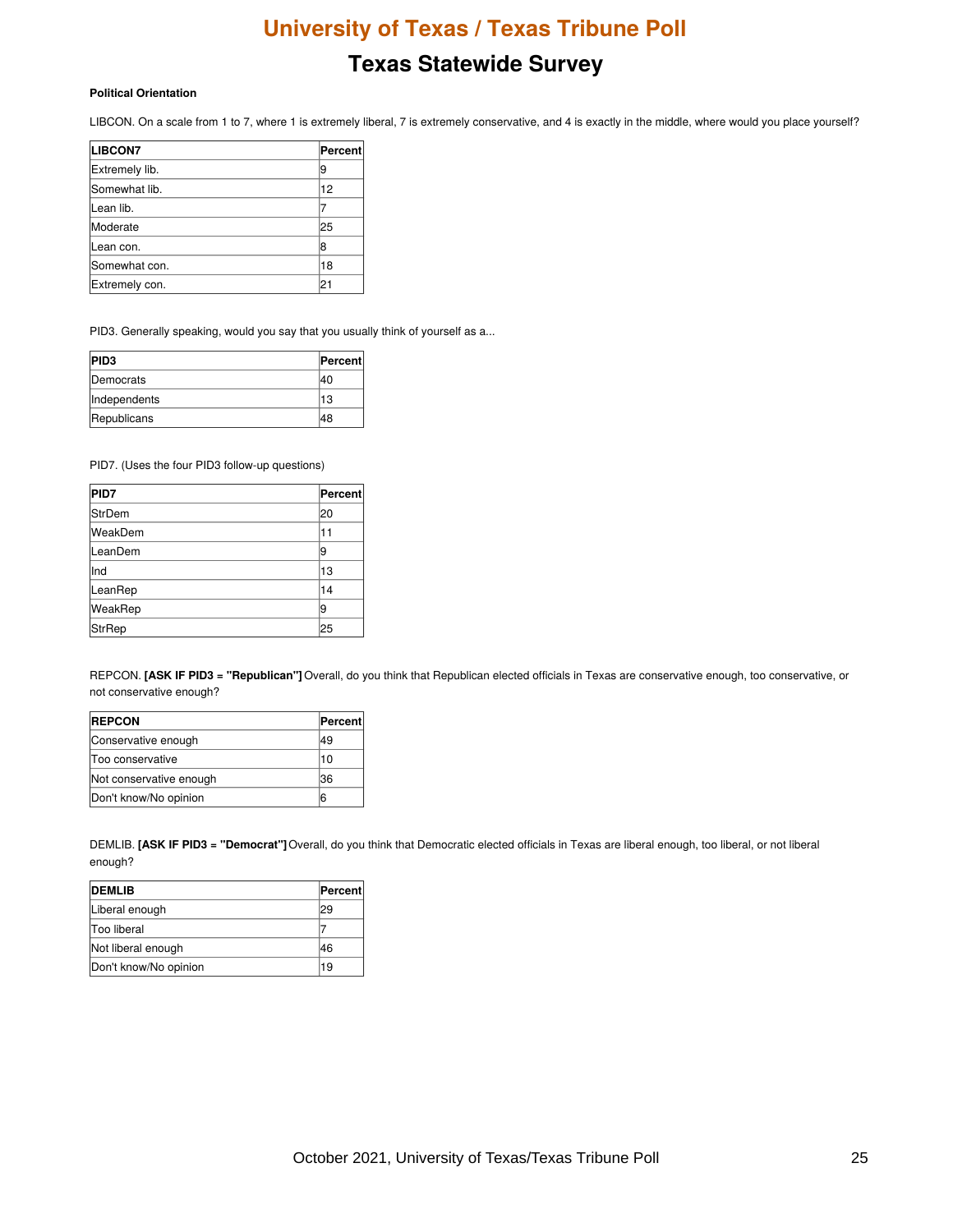# University of Texas / Texas Tribune Poll

## Texas Statewide Survey

**Political Orientation**

LIBCON. On a scale from 1 to 7, where 1 is extremely liberal, 7 is extremely conservative, and 4 is exactly in the middle, where would you place yourself?

| LIBCON7 | Percent |
|---|---|
| Extremely lib. | 9 |
| Somewhat lib. | 12 |
| Lean lib. | 7 |
| Moderate | 25 |
| Lean con. | 8 |
| Somewhat con. | 18 |
| Extremely con. | 21 |

PID3. Generally speaking, would you say that you usually think of yourself as a...

| PID3 | Percent |
|---|---|
| Democrats | 40 |
| Independents | 13 |
| Republicans | 48 |

PID7. (Uses the four PID3 follow-up questions)

| PID7 | Percent |
|---|---|
| StrDem | 20 |
| WeakDem | 11 |
| LeanDem | 9 |
| Ind | 13 |
| LeanRep | 14 |
| WeakRep | 9 |
| StrRep | 25 |

REPCON. **[ASK IF PID3 = "Republican"]** Overall, do you think that Republican elected officials in Texas are conservative enough, too conservative, or not conservative enough?

| REPCON | Percent |
|---|---|
| Conservative enough | 49 |
| Too conservative | 10 |
| Not conservative enough | 36 |
| Don't know/No opinion | 6 |

DEMLIB. **[ASK IF PID3 = "Democrat"]** Overall, do you think that Democratic elected officials in Texas are liberal enough, too liberal, or not liberal enough?

| DEMLIB | Percent |
|---|---|
| Liberal enough | 29 |
| Too liberal | 7 |
| Not liberal enough | 46 |
| Don't know/No opinion | 19 |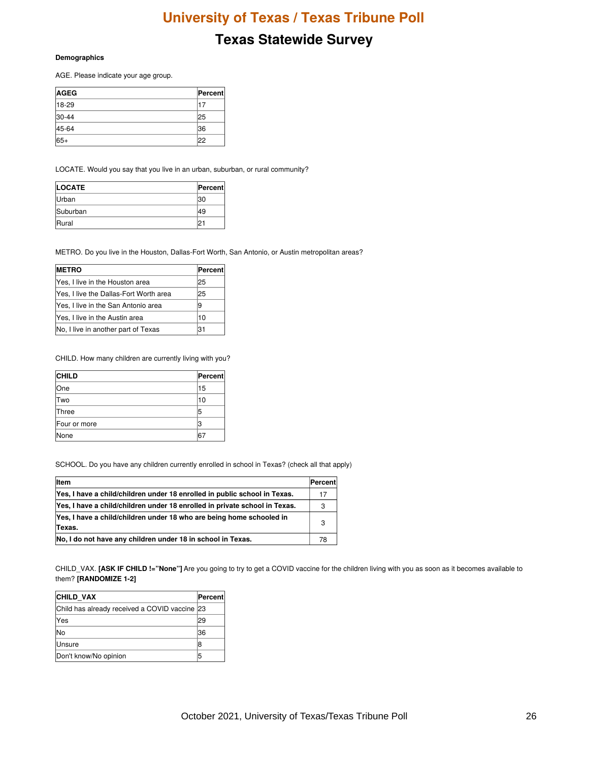# University of Texas / Texas Tribune Poll

## Texas Statewide Survey

**Demographics**

AGE. Please indicate your age group.

| AGEG | Percent |
|---|---|
| 18-29 | 17 |
| 30-44 | 25 |
| 45-64 | 36 |
| 65+ | 22 |

LOCATE. Would you say that you live in an urban, suburban, or rural community?

| LOCATE | Percent |
|---|---|
| Urban | 30 |
| Suburban | 49 |
| Rural | 21 |

METRO. Do you live in the Houston, Dallas-Fort Worth, San Antonio, or Austin metropolitan areas?

| METRO | Percent |
|---|---|
| Yes, I live in the Houston area | 25 |
| Yes, I live the Dallas-Fort Worth area | 25 |
| Yes, I live in the San Antonio area | 9 |
| Yes, I live in the Austin area | 10 |
| No, I live in another part of Texas | 31 |

CHILD. How many children are currently living with you?

| CHILD | Percent |
|---|---|
| One | 15 |
| Two | 10 |
| Three | 5 |
| Four or more | 3 |
| None | 67 |

SCHOOL. Do you have any children currently enrolled in school in Texas? (check all that apply)

| Item | Percent |
|---|---|
| **Yes, I have a child/children under 18 enrolled in public school in Texas.** | 17 |
| **Yes, I have a child/children under 18 enrolled in private school in Texas.** | 3 |
| **Yes, I have a child/children under 18 who are being home schooled in Texas.** | 3 |
| **No, I do not have any children under 18 in school in Texas.** | 78 |

CHILD_VAX. **[ASK IF CHILD !="None"]** Are you going to try to get a COVID vaccine for the children living with you as soon as it becomes available to them? **[RANDOMIZE 1-2]**

| CHILD_VAX | Percent |
|---|---|
| Child has already received a COVID vaccine | 23 |
| Yes | 29 |
| No | 36 |
| Unsure | 8 |
| Don't know/No opinion | 5 |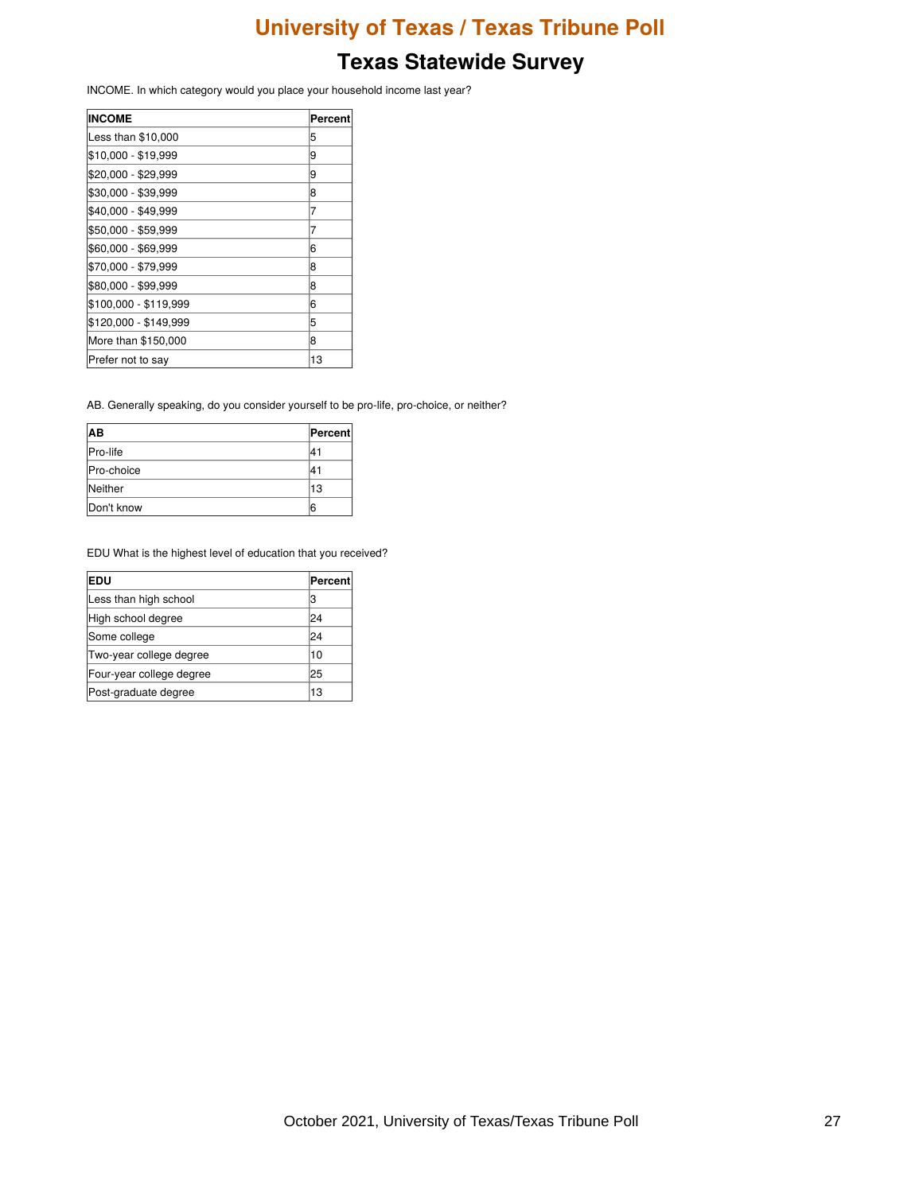# University of Texas / Texas Tribune Poll

## Texas Statewide Survey

INCOME. In which category would you place your household income last year?

| INCOME | Percent |
|---|---|
| Less than $10,000 | 5 |
| $10,000 - $19,999 | 9 |
| $20,000 - $29,999 | 9 |
| $30,000 - $39,999 | 8 |
| $40,000 - $49,999 | 7 |
| $50,000 - $59,999 | 7 |
| $60,000 - $69,999 | 6 |
| $70,000 - $79,999 | 8 |
| $80,000 - $99,999 | 8 |
| $100,000 - $119,999 | 6 |
| $120,000 - $149,999 | 5 |
| More than $150,000 | 8 |
| Prefer not to say | 13 |

AB. Generally speaking, do you consider yourself to be pro-life, pro-choice, or neither?

| AB | Percent |
|---|---|
| Pro-life | 41 |
| Pro-choice | 41 |
| Neither | 13 |
| Don't know | 6 |

EDU What is the highest level of education that you received?

| EDU | Percent |
|---|---|
| Less than high school | 3 |
| High school degree | 24 |
| Some college | 24 |
| Two-year college degree | 10 |
| Four-year college degree | 25 |
| Post-graduate degree | 13 |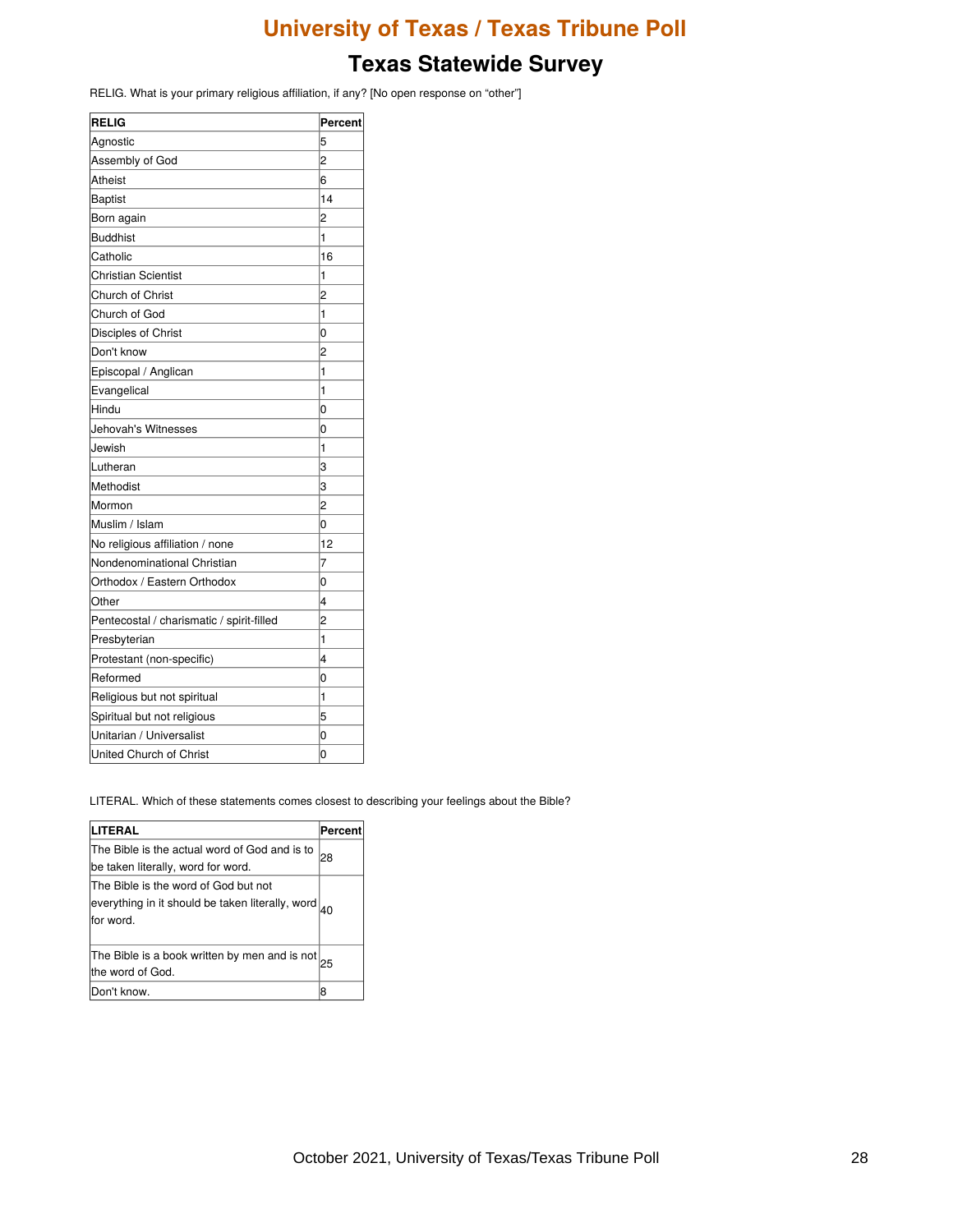# University of Texas / Texas Tribune Poll

## Texas Statewide Survey

RELIG. What is your primary religious affiliation, if any? [No open response on "other"]

| RELIG | Percent |
|---|---|
| Agnostic | 5 |
| Assembly of God | 2 |
| Atheist | 6 |
| Baptist | 14 |
| Born again | 2 |
| Buddhist | 1 |
| Catholic | 16 |
| Christian Scientist | 1 |
| Church of Christ | 2 |
| Church of God | 1 |
| Disciples of Christ | 0 |
| Don't know | 2 |
| Episcopal / Anglican | 1 |
| Evangelical | 1 |
| Hindu | 0 |
| Jehovah's Witnesses | 0 |
| Jewish | 1 |
| Lutheran | 3 |
| Methodist | 3 |
| Mormon | 2 |
| Muslim / Islam | 0 |
| No religious affiliation / none | 12 |
| Nondenominational Christian | 7 |
| Orthodox / Eastern Orthodox | 0 |
| Other | 4 |
| Pentecostal / charismatic / spirit-filled | 2 |
| Presbyterian | 1 |
| Protestant (non-specific) | 4 |
| Reformed | 0 |
| Religious but not spiritual | 1 |
| Spiritual but not religious | 5 |
| Unitarian / Universalist | 0 |
| United Church of Christ | 0 |

LITERAL. Which of these statements comes closest to describing your feelings about the Bible?

| LITERAL | Percent |
|---|---|
| The Bible is the actual word of God and is to be taken literally, word for word. | 28 |
| The Bible is the word of God but not everything in it should be taken literally, word for word. | 40 |
| The Bible is a book written by men and is not the word of God. | 25 |
| Don't know. | 8 |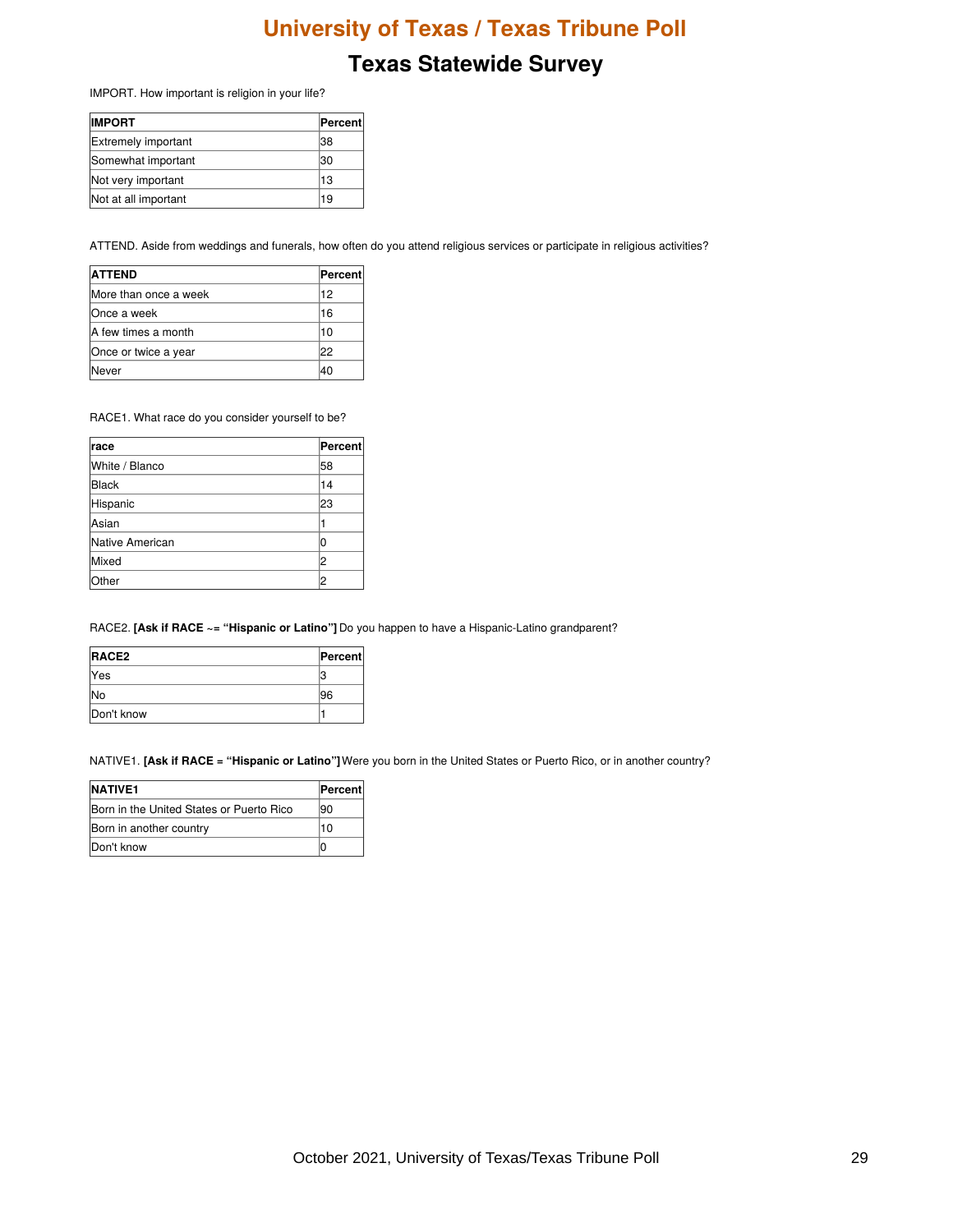# University of Texas / Texas Tribune Poll

## Texas Statewide Survey

IMPORT. How important is religion in your life?

| IMPORT | Percent |
|---|---|
| Extremely important | 38 |
| Somewhat important | 30 |
| Not very important | 13 |
| Not at all important | 19 |

ATTEND. Aside from weddings and funerals, how often do you attend religious services or participate in religious activities?

| ATTEND | Percent |
|---|---|
| More than once a week | 12 |
| Once a week | 16 |
| A few times a month | 10 |
| Once or twice a year | 22 |
| Never | 40 |

RACE1. What race do you consider yourself to be?

| race | Percent |
|---|---|
| White / Blanco | 58 |
| Black | 14 |
| Hispanic | 23 |
| Asian | 1 |
| Native American | 0 |
| Mixed | 2 |
| Other | 2 |

RACE2. **[Ask if RACE ~= "Hispanic or Latino"]** Do you happen to have a Hispanic-Latino grandparent?

| RACE2 | Percent |
|---|---|
| Yes | 3 |
| No | 96 |
| Don't know | 1 |

NATIVE1. **[Ask if RACE = "Hispanic or Latino"]** Were you born in the United States or Puerto Rico, or in another country?

| NATIVE1 | Percent |
|---|---|
| Born in the United States or Puerto Rico | 90 |
| Born in another country | 10 |
| Don't know | 0 |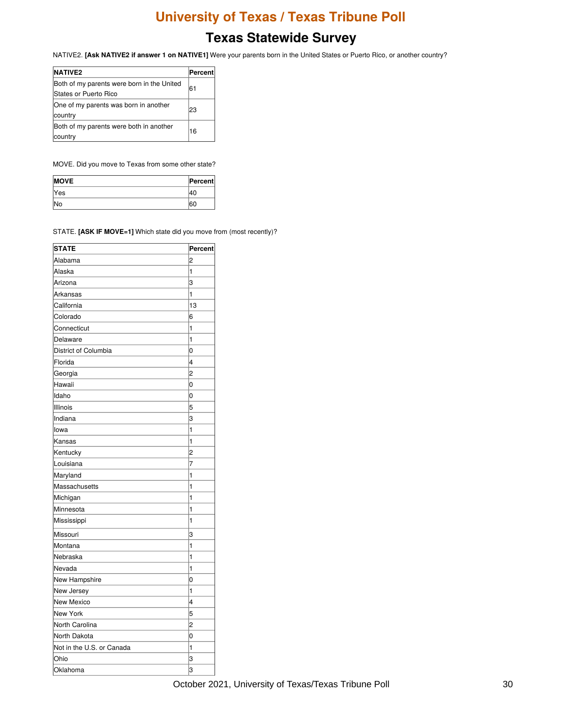# University of Texas / Texas Tribune Poll

## Texas Statewide Survey

NATIVE2. **[Ask NATIVE2 if answer 1 on NATIVE1]** Were your parents born in the United States or Puerto Rico, or another country?

| NATIVE2 | Percent |
|---|---|
| Both of my parents were born in the United States or Puerto Rico | 61 |
| One of my parents was born in another country | 23 |
| Both of my parents were both in another country | 16 |

MOVE. Did you move to Texas from some other state?

| MOVE | Percent |
|---|---|
| Yes | 40 |
| No | 60 |

STATE. **[ASK IF MOVE=1]** Which state did you move from (most recently)?

| STATE | Percent |
|---|---|
| Alabama | 2 |
| Alaska | 1 |
| Arizona | 3 |
| Arkansas | 1 |
| California | 13 |
| Colorado | 6 |
| Connecticut | 1 |
| Delaware | 1 |
| District of Columbia | 0 |
| Florida | 4 |
| Georgia | 2 |
| Hawaii | 0 |
| Idaho | 0 |
| Illinois | 5 |
| Indiana | 3 |
| Iowa | 1 |
| Kansas | 1 |
| Kentucky | 2 |
| Louisiana | 7 |
| Maryland | 1 |
| Massachusetts | 1 |
| Michigan | 1 |
| Minnesota | 1 |
| Mississippi | 1 |
| Missouri | 3 |
| Montana | 1 |
| Nebraska | 1 |
| Nevada | 1 |
| New Hampshire | 0 |
| New Jersey | 1 |
| New Mexico | 4 |
| New York | 5 |
| North Carolina | 2 |
| North Dakota | 0 |
| Not in the U.S. or Canada | 1 |
| Ohio | 3 |
| Oklahoma | 3 |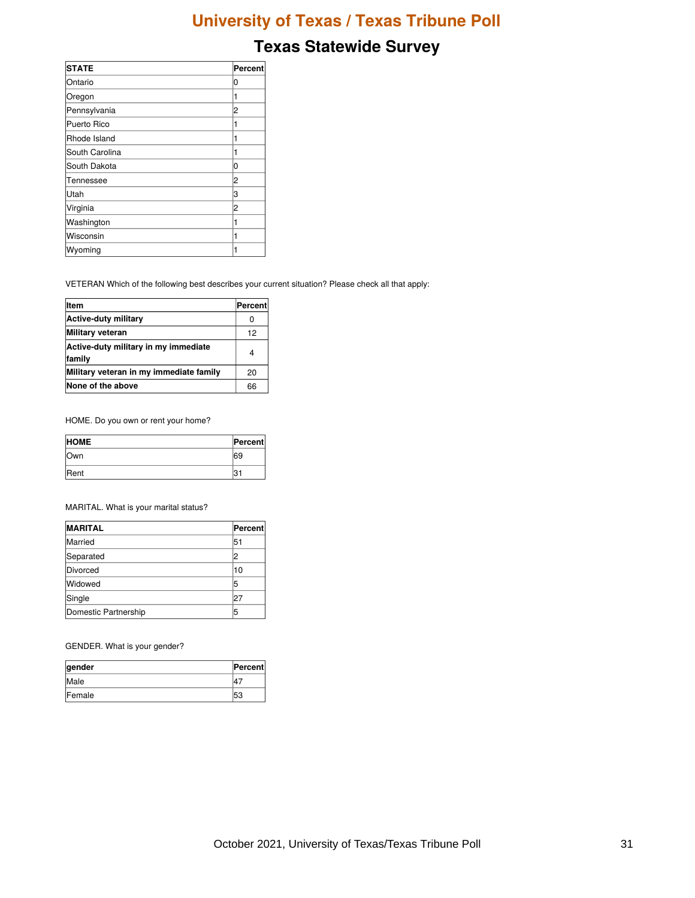# University of Texas / Texas Tribune Poll

## Texas Statewide Survey

| STATE | Percent |
|---|---|
| Ontario | 0 |
| Oregon | 1 |
| Pennsylvania | 2 |
| Puerto Rico | 1 |
| Rhode Island | 1 |
| South Carolina | 1 |
| South Dakota | 0 |
| Tennessee | 2 |
| Utah | 3 |
| Virginia | 2 |
| Washington | 1 |
| Wisconsin | 1 |
| Wyoming | 1 |

VETERAN Which of the following best describes your current situation? Please check all that apply:

| Item | Percent |
|---|---|
| **Active-duty military** | 0 |
| **Military veteran** | 12 |
| **Active-duty military in my immediate family** | 4 |
| **Military veteran in my immediate family** | 20 |
| **None of the above** | 66 |

HOME. Do you own or rent your home?

| HOME | Percent |
|---|---|
| Own | 69 |
| Rent | 31 |

MARITAL. What is your marital status?

| MARITAL | Percent |
|---|---|
| Married | 51 |
| Separated | 2 |
| Divorced | 10 |
| Widowed | 5 |
| Single | 27 |
| Domestic Partnership | 5 |

GENDER. What is your gender?

| gender | Percent |
|---|---|
| Male | 47 |
| Female | 53 |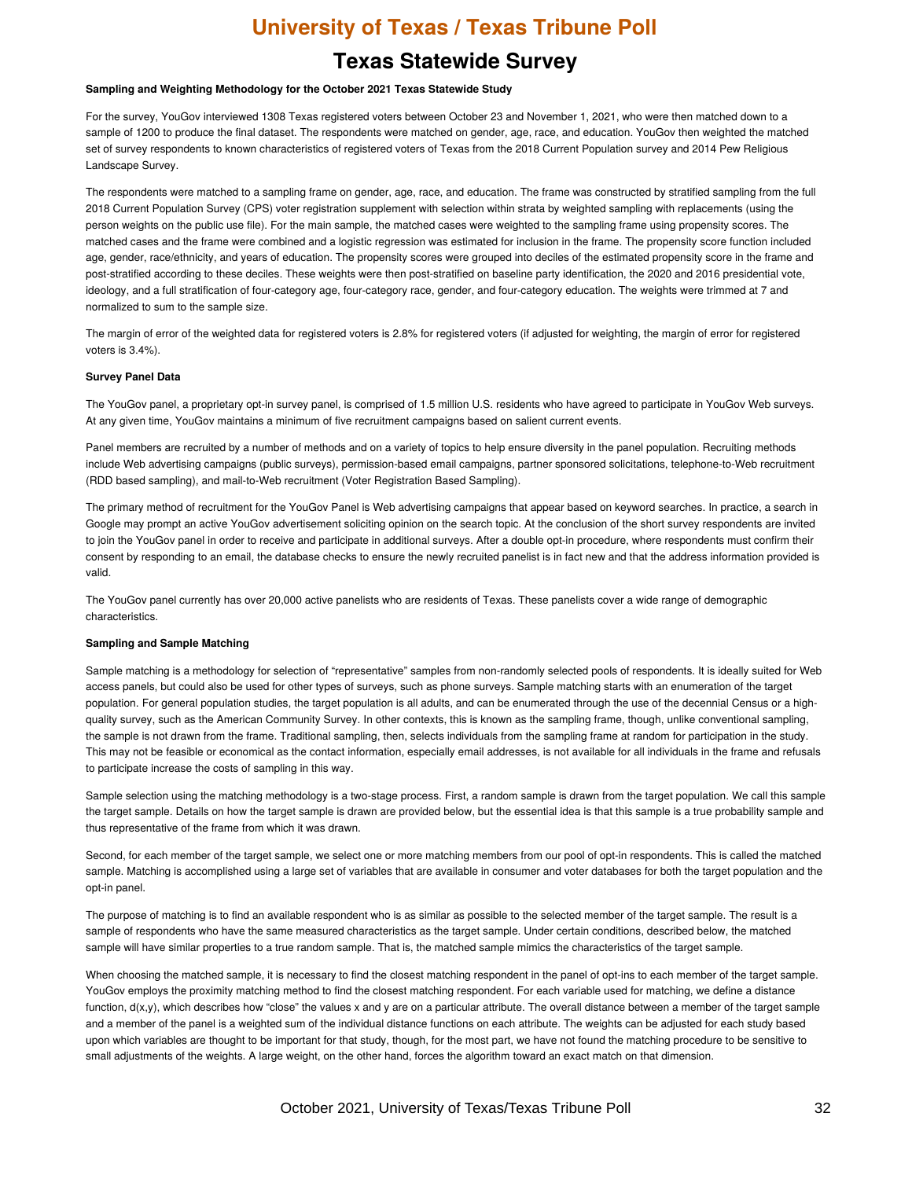# University of Texas / Texas Tribune Poll

## Texas Statewide Survey

**Sampling and Weighting Methodology for the October 2021 Texas Statewide Study**

For the survey, YouGov interviewed 1308 Texas registered voters between October 23 and November 1, 2021, who were then matched down to a sample of 1200 to produce the final dataset. The respondents were matched on gender, age, race, and education. YouGov then weighted the matched set of survey respondents to known characteristics of registered voters of Texas from the 2018 Current Population survey and 2014 Pew Religious Landscape Survey.

The respondents were matched to a sampling frame on gender, age, race, and education. The frame was constructed by stratified sampling from the full 2018 Current Population Survey (CPS) voter registration supplement with selection within strata by weighted sampling with replacements (using the person weights on the public use file). For the main sample, the matched cases were weighted to the sampling frame using propensity scores. The matched cases and the frame were combined and a logistic regression was estimated for inclusion in the frame. The propensity score function included age, gender, race/ethnicity, and years of education. The propensity scores were grouped into deciles of the estimated propensity score in the frame and post-stratified according to these deciles. These weights were then post-stratified on baseline party identification, the 2020 and 2016 presidential vote, ideology, and a full stratification of four-category age, four-category race, gender, and four-category education. The weights were trimmed at 7 and normalized to sum to the sample size.

The margin of error of the weighted data for registered voters is 2.8% for registered voters (if adjusted for weighting, the margin of error for registered voters is 3.4%).

**Survey Panel Data**

The YouGov panel, a proprietary opt-in survey panel, is comprised of 1.5 million U.S. residents who have agreed to participate in YouGov Web surveys. At any given time, YouGov maintains a minimum of five recruitment campaigns based on salient current events.

Panel members are recruited by a number of methods and on a variety of topics to help ensure diversity in the panel population. Recruiting methods include Web advertising campaigns (public surveys), permission-based email campaigns, partner sponsored solicitations, telephone-to-Web recruitment (RDD based sampling), and mail-to-Web recruitment (Voter Registration Based Sampling).

The primary method of recruitment for the YouGov Panel is Web advertising campaigns that appear based on keyword searches. In practice, a search in Google may prompt an active YouGov advertisement soliciting opinion on the search topic. At the conclusion of the short survey respondents are invited to join the YouGov panel in order to receive and participate in additional surveys. After a double opt-in procedure, where respondents must confirm their consent by responding to an email, the database checks to ensure the newly recruited panelist is in fact new and that the address information provided is valid.

The YouGov panel currently has over 20,000 active panelists who are residents of Texas. These panelists cover a wide range of demographic characteristics.

**Sampling and Sample Matching**

Sample matching is a methodology for selection of "representative" samples from non-randomly selected pools of respondents. It is ideally suited for Web access panels, but could also be used for other types of surveys, such as phone surveys. Sample matching starts with an enumeration of the target population. For general population studies, the target population is all adults, and can be enumerated through the use of the decennial Census or a high-quality survey, such as the American Community Survey. In other contexts, this is known as the sampling frame, though, unlike conventional sampling, the sample is not drawn from the frame. Traditional sampling, then, selects individuals from the sampling frame at random for participation in the study. This may not be feasible or economical as the contact information, especially email addresses, is not available for all individuals in the frame and refusals to participate increase the costs of sampling in this way.

Sample selection using the matching methodology is a two-stage process. First, a random sample is drawn from the target population. We call this sample the target sample. Details on how the target sample is drawn are provided below, but the essential idea is that this sample is a true probability sample and thus representative of the frame from which it was drawn.

Second, for each member of the target sample, we select one or more matching members from our pool of opt-in respondents. This is called the matched sample. Matching is accomplished using a large set of variables that are available in consumer and voter databases for both the target population and the opt-in panel.

The purpose of matching is to find an available respondent who is as similar as possible to the selected member of the target sample. The result is a sample of respondents who have the same measured characteristics as the target sample. Under certain conditions, described below, the matched sample will have similar properties to a true random sample. That is, the matched sample mimics the characteristics of the target sample.

When choosing the matched sample, it is necessary to find the closest matching respondent in the panel of opt-ins to each member of the target sample. YouGov employs the proximity matching method to find the closest matching respondent. For each variable used for matching, we define a distance function, $d(x,y)$, which describes how "close" the values $x$ and $y$ are on a particular attribute. The overall distance between a member of the target sample and a member of the panel is a weighted sum of the individual distance functions on each attribute. The weights can be adjusted for each study based upon which variables are thought to be important for that study, though, for the most part, we have not found the matching procedure to be sensitive to small adjustments of the weights. A large weight, on the other hand, forces the algorithm toward an exact match on that dimension.